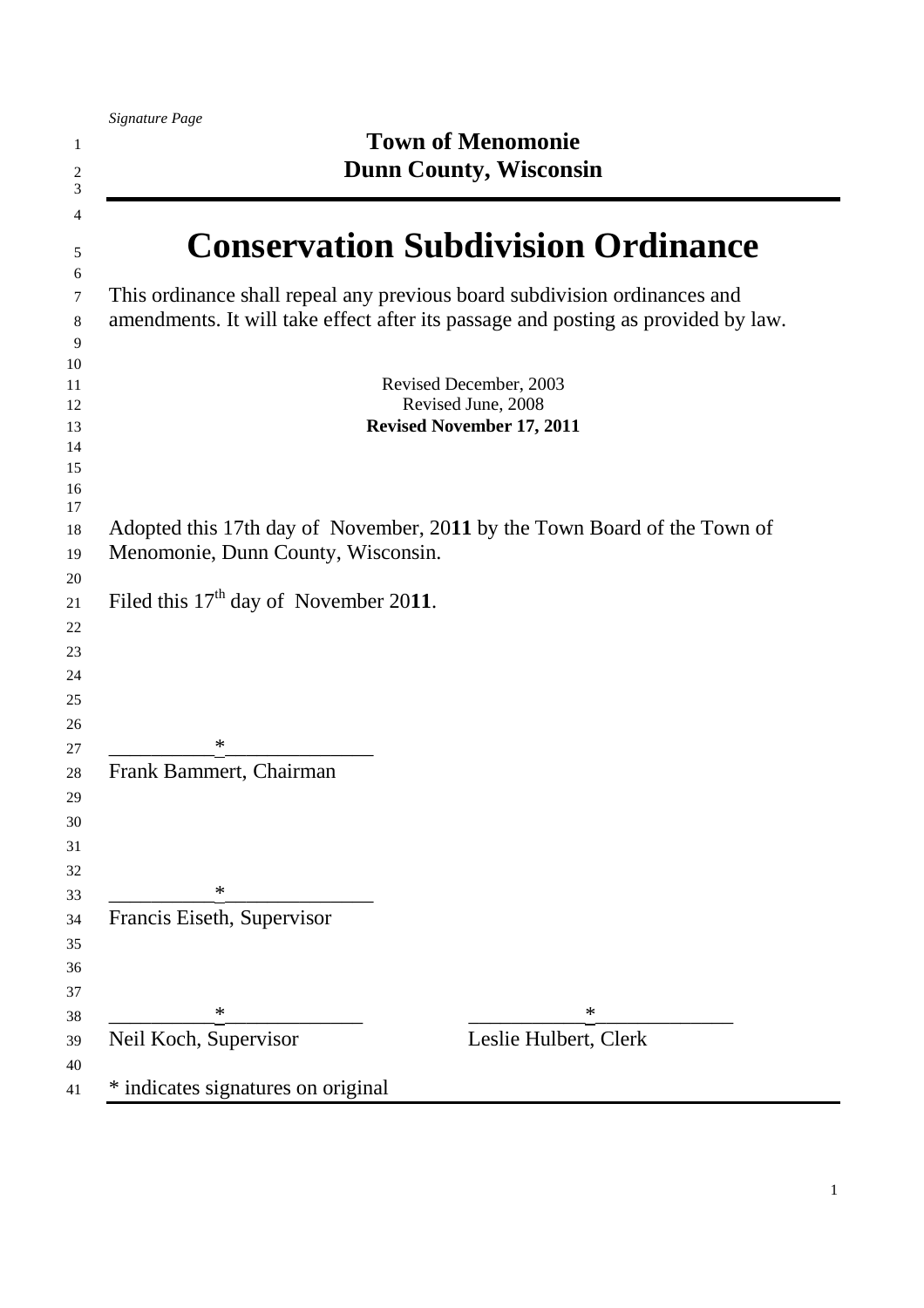*Signature Page*

**Town of Menomonie**
**Dunn County, Wisconsin**

# Conservation Subdivision Ordinance

This ordinance shall repeal any previous board subdivision ordinances and amendments. It will take effect after its passage and posting as provided by law.

Revised December, 2003
Revised June, 2008
**Revised November 17, 2011**

Adopted this 17th day of November, 20**11** by the Town Board of the Town of Menomonie, Dunn County, Wisconsin.

Filed this 17th day of November 20**11**.

__________*______________
Frank Bammert, Chairman

__________*______________
Francis Eiseth, Supervisor

__________*______________
Neil Koch, Supervisor

___________*_____________
Leslie Hulbert, Clerk

* indicates signatures on original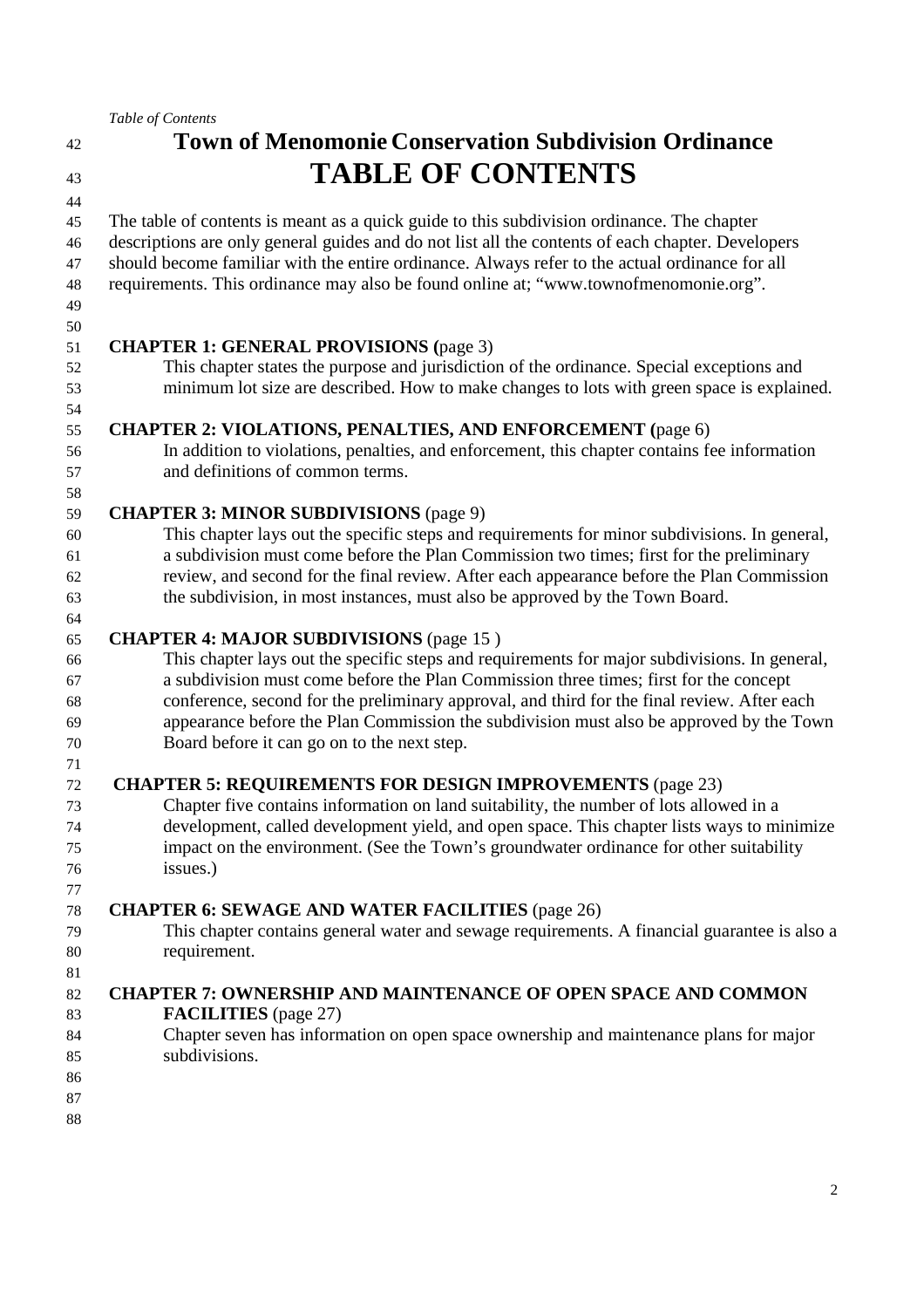# Town of Menomonie Conservation Subdivision Ordinance

# TABLE OF CONTENTS

The table of contents is meant as a quick guide to this subdivision ordinance. The chapter descriptions are only general guides and do not list all the contents of each chapter. Developers should become familiar with the entire ordinance. Always refer to the actual ordinance for all requirements. This ordinance may also be found online at; "www.townofmenomonie.org".

**CHAPTER 1: GENERAL PROVISIONS (**page 3)

This chapter states the purpose and jurisdiction of the ordinance. Special exceptions and minimum lot size are described. How to make changes to lots with green space is explained.

**CHAPTER 2: VIOLATIONS, PENALTIES, AND ENFORCEMENT (**page 6)

In addition to violations, penalties, and enforcement, this chapter contains fee information and definitions of common terms.

**CHAPTER 3: MINOR SUBDIVISIONS** (page 9)

This chapter lays out the specific steps and requirements for minor subdivisions. In general, a subdivision must come before the Plan Commission two times; first for the preliminary review, and second for the final review. After each appearance before the Plan Commission the subdivision, in most instances, must also be approved by the Town Board.

**CHAPTER 4: MAJOR SUBDIVISIONS** (page 15 )

This chapter lays out the specific steps and requirements for major subdivisions. In general, a subdivision must come before the Plan Commission three times; first for the concept conference, second for the preliminary approval, and third for the final review. After each appearance before the Plan Commission the subdivision must also be approved by the Town Board before it can go on to the next step.

**CHAPTER 5: REQUIREMENTS FOR DESIGN IMPROVEMENTS** (page 23)

Chapter five contains information on land suitability, the number of lots allowed in a development, called development yield, and open space. This chapter lists ways to minimize impact on the environment. (See the Town's groundwater ordinance for other suitability issues.)

**CHAPTER 6: SEWAGE AND WATER FACILITIES** (page 26)

This chapter contains general water and sewage requirements. A financial guarantee is also a requirement.

**CHAPTER 7: OWNERSHIP AND MAINTENANCE OF OPEN SPACE AND COMMON FACILITIES** (page 27)

Chapter seven has information on open space ownership and maintenance plans for major subdivisions.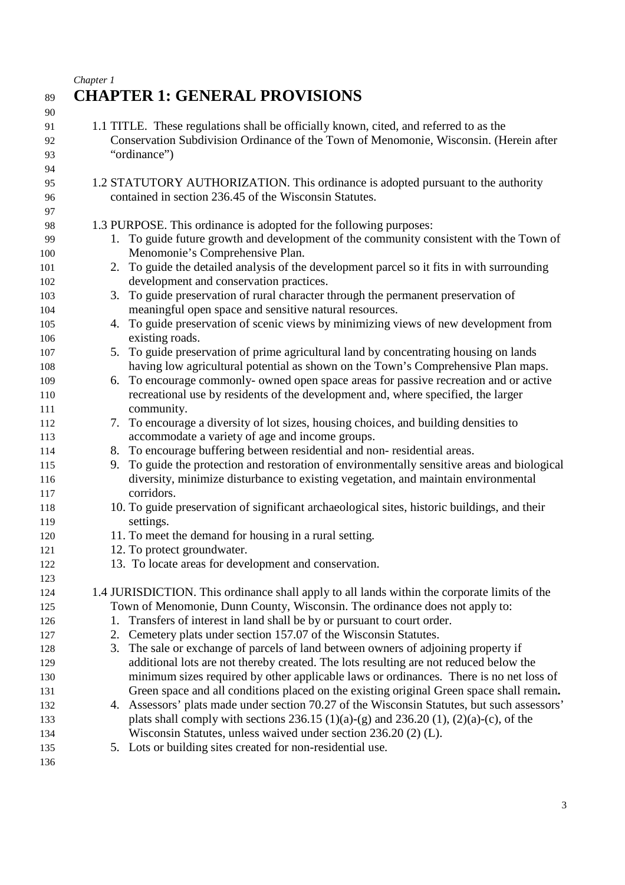# CHAPTER 1: GENERAL PROVISIONS

1.1 TITLE. These regulations shall be officially known, cited, and referred to as the Conservation Subdivision Ordinance of the Town of Menomonie, Wisconsin. (Herein after "ordinance")

1.2 STATUTORY AUTHORIZATION. This ordinance is adopted pursuant to the authority contained in section 236.45 of the Wisconsin Statutes.

1.3 PURPOSE. This ordinance is adopted for the following purposes:

1. To guide future growth and development of the community consistent with the Town of Menomonie's Comprehensive Plan.
2. To guide the detailed analysis of the development parcel so it fits in with surrounding development and conservation practices.
3. To guide preservation of rural character through the permanent preservation of meaningful open space and sensitive natural resources.
4. To guide preservation of scenic views by minimizing views of new development from existing roads.
5. To guide preservation of prime agricultural land by concentrating housing on lands having low agricultural potential as shown on the Town's Comprehensive Plan maps.
6. To encourage commonly- owned open space areas for passive recreation and or active recreational use by residents of the development and, where specified, the larger community.
7. To encourage a diversity of lot sizes, housing choices, and building densities to accommodate a variety of age and income groups.
8. To encourage buffering between residential and non- residential areas.
9. To guide the protection and restoration of environmentally sensitive areas and biological diversity, minimize disturbance to existing vegetation, and maintain environmental corridors.
10. To guide preservation of significant archaeological sites, historic buildings, and their settings.
11. To meet the demand for housing in a rural setting.
12. To protect groundwater.
13. To locate areas for development and conservation.

1.4 JURISDICTION. This ordinance shall apply to all lands within the corporate limits of the Town of Menomonie, Dunn County, Wisconsin. The ordinance does not apply to:

1. Transfers of interest in land shall be by or pursuant to court order.
2. Cemetery plats under section 157.07 of the Wisconsin Statutes.
3. The sale or exchange of parcels of land between owners of adjoining property if additional lots are not thereby created. The lots resulting are not reduced below the minimum sizes required by other applicable laws or ordinances. There is no net loss of Green space and all conditions placed on the existing original Green space shall remain**.**
4. Assessors' plats made under section 70.27 of the Wisconsin Statutes, but such assessors' plats shall comply with sections 236.15 (1)(a)-(g) and 236.20 (1), (2)(a)-(c), of the Wisconsin Statutes, unless waived under section 236.20 (2) (L).
5. Lots or building sites created for non-residential use.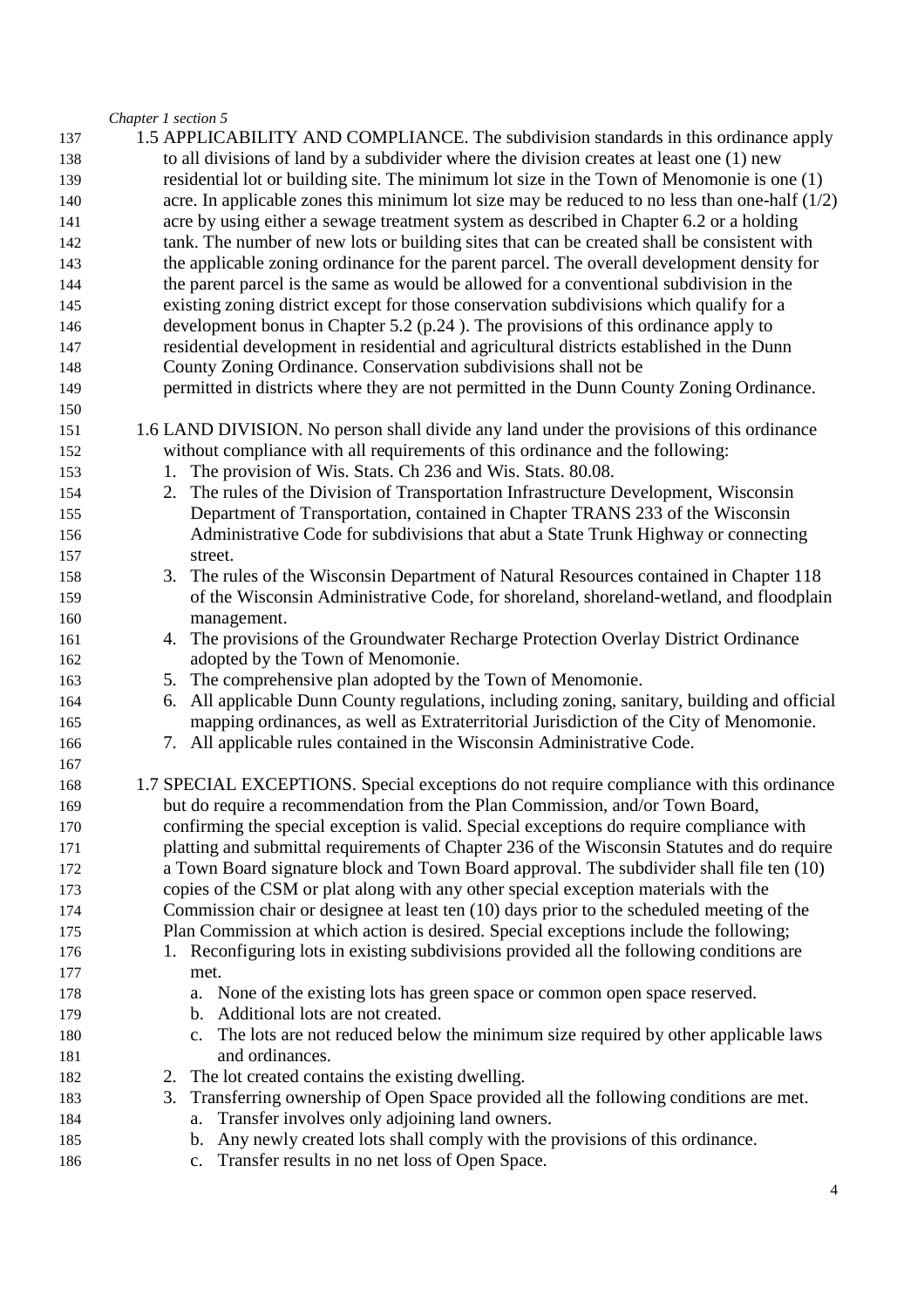*Chapter 1 section 5*

1.5 APPLICABILITY AND COMPLIANCE. The subdivision standards in this ordinance apply to all divisions of land by a subdivider where the division creates at least one (1) new residential lot or building site. The minimum lot size in the Town of Menomonie is one (1) acre. In applicable zones this minimum lot size may be reduced to no less than one-half (1/2) acre by using either a sewage treatment system as described in Chapter 6.2 or a holding tank. The number of new lots or building sites that can be created shall be consistent with the applicable zoning ordinance for the parent parcel. The overall development density for the parent parcel is the same as would be allowed for a conventional subdivision in the existing zoning district except for those conservation subdivisions which qualify for a development bonus in Chapter 5.2 (p.24 ). The provisions of this ordinance apply to residential development in residential and agricultural districts established in the Dunn County Zoning Ordinance. Conservation subdivisions shall not be permitted in districts where they are not permitted in the Dunn County Zoning Ordinance.

1.6 LAND DIVISION. No person shall divide any land under the provisions of this ordinance without compliance with all requirements of this ordinance and the following:

1. The provision of Wis. Stats. Ch 236 and Wis. Stats. 80.08.
2. The rules of the Division of Transportation Infrastructure Development, Wisconsin Department of Transportation, contained in Chapter TRANS 233 of the Wisconsin Administrative Code for subdivisions that abut a State Trunk Highway or connecting street.
3. The rules of the Wisconsin Department of Natural Resources contained in Chapter 118 of the Wisconsin Administrative Code, for shoreland, shoreland-wetland, and floodplain management.
4. The provisions of the Groundwater Recharge Protection Overlay District Ordinance adopted by the Town of Menomonie.
5. The comprehensive plan adopted by the Town of Menomonie.
6. All applicable Dunn County regulations, including zoning, sanitary, building and official mapping ordinances, as well as Extraterritorial Jurisdiction of the City of Menomonie.
7. All applicable rules contained in the Wisconsin Administrative Code.

1.7 SPECIAL EXCEPTIONS. Special exceptions do not require compliance with this ordinance but do require a recommendation from the Plan Commission, and/or Town Board, confirming the special exception is valid. Special exceptions do require compliance with platting and submittal requirements of Chapter 236 of the Wisconsin Statutes and do require a Town Board signature block and Town Board approval. The subdivider shall file ten (10) copies of the CSM or plat along with any other special exception materials with the Commission chair or designee at least ten (10) days prior to the scheduled meeting of the Plan Commission at which action is desired. Special exceptions include the following;

1. Reconfiguring lots in existing subdivisions provided all the following conditions are met.
   a. None of the existing lots has green space or common open space reserved.
   b. Additional lots are not created.
   c. The lots are not reduced below the minimum size required by other applicable laws and ordinances.
2. The lot created contains the existing dwelling.
3. Transferring ownership of Open Space provided all the following conditions are met.
   a. Transfer involves only adjoining land owners.
   b. Any newly created lots shall comply with the provisions of this ordinance.
   c. Transfer results in no net loss of Open Space.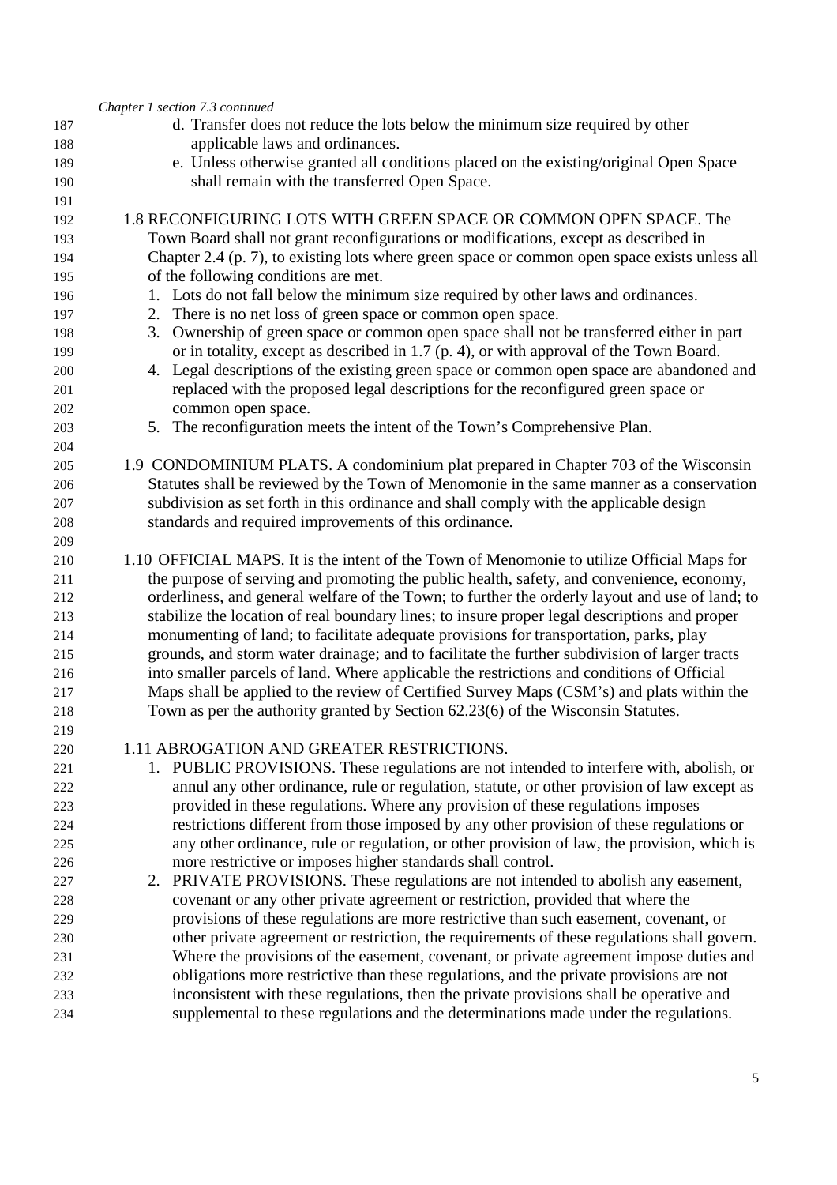*Chapter 1 section 7.3 continued*

d. Transfer does not reduce the lots below the minimum size required by other applicable laws and ordinances.

e. Unless otherwise granted all conditions placed on the existing/original Open Space shall remain with the transferred Open Space.

1.8 RECONFIGURING LOTS WITH GREEN SPACE OR COMMON OPEN SPACE. The Town Board shall not grant reconfigurations or modifications, except as described in Chapter 2.4 (p. 7), to existing lots where green space or common open space exists unless all of the following conditions are met.

1. Lots do not fall below the minimum size required by other laws and ordinances.
2. There is no net loss of green space or common open space.
3. Ownership of green space or common open space shall not be transferred either in part or in totality, except as described in 1.7 (p. 4), or with approval of the Town Board.
4. Legal descriptions of the existing green space or common open space are abandoned and replaced with the proposed legal descriptions for the reconfigured green space or common open space.
5. The reconfiguration meets the intent of the Town's Comprehensive Plan.

1.9 CONDOMINIUM PLATS. A condominium plat prepared in Chapter 703 of the Wisconsin Statutes shall be reviewed by the Town of Menomonie in the same manner as a conservation subdivision as set forth in this ordinance and shall comply with the applicable design standards and required improvements of this ordinance.

1.10 OFFICIAL MAPS. It is the intent of the Town of Menomonie to utilize Official Maps for the purpose of serving and promoting the public health, safety, and convenience, economy, orderliness, and general welfare of the Town; to further the orderly layout and use of land; to stabilize the location of real boundary lines; to insure proper legal descriptions and proper monumenting of land; to facilitate adequate provisions for transportation, parks, play grounds, and storm water drainage; and to facilitate the further subdivision of larger tracts into smaller parcels of land. Where applicable the restrictions and conditions of Official Maps shall be applied to the review of Certified Survey Maps (CSM's) and plats within the Town as per the authority granted by Section 62.23(6) of the Wisconsin Statutes.

1.11 ABROGATION AND GREATER RESTRICTIONS.

1. PUBLIC PROVISIONS. These regulations are not intended to interfere with, abolish, or annul any other ordinance, rule or regulation, statute, or other provision of law except as provided in these regulations. Where any provision of these regulations imposes restrictions different from those imposed by any other provision of these regulations or any other ordinance, rule or regulation, or other provision of law, the provision, which is more restrictive or imposes higher standards shall control.
2. PRIVATE PROVISIONS. These regulations are not intended to abolish any easement, covenant or any other private agreement or restriction, provided that where the provisions of these regulations are more restrictive than such easement, covenant, or other private agreement or restriction, the requirements of these regulations shall govern. Where the provisions of the easement, covenant, or private agreement impose duties and obligations more restrictive than these regulations, and the private provisions are not inconsistent with these regulations, then the private provisions shall be operative and supplemental to these regulations and the determinations made under the regulations.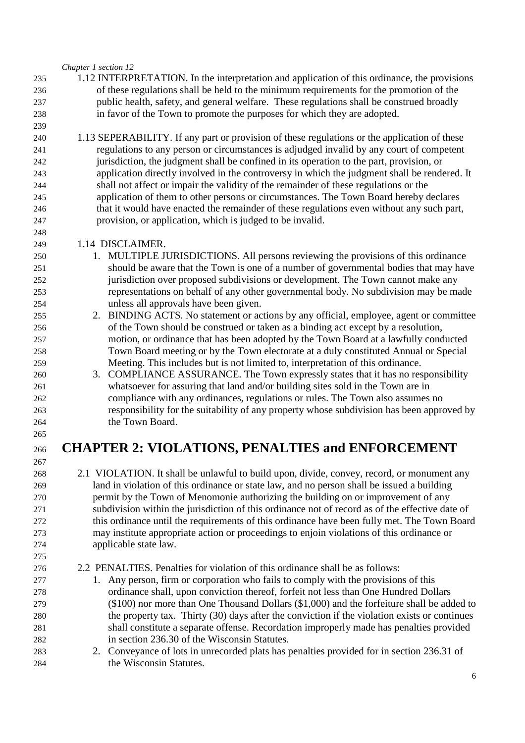*Chapter 1 section 12*

1.12 INTERPRETATION. In the interpretation and application of this ordinance, the provisions of these regulations shall be held to the minimum requirements for the promotion of the public health, safety, and general welfare. These regulations shall be construed broadly in favor of the Town to promote the purposes for which they are adopted.

1.13 SEPERABILITY. If any part or provision of these regulations or the application of these regulations to any person or circumstances is adjudged invalid by any court of competent jurisdiction, the judgment shall be confined in its operation to the part, provision, or application directly involved in the controversy in which the judgment shall be rendered. It shall not affect or impair the validity of the remainder of these regulations or the application of them to other persons or circumstances. The Town Board hereby declares that it would have enacted the remainder of these regulations even without any such part, provision, or application, which is judged to be invalid.

1.14 DISCLAIMER.

1. MULTIPLE JURISDICTIONS. All persons reviewing the provisions of this ordinance should be aware that the Town is one of a number of governmental bodies that may have jurisdiction over proposed subdivisions or development. The Town cannot make any representations on behalf of any other governmental body. No subdivision may be made unless all approvals have been given.
2. BINDING ACTS. No statement or actions by any official, employee, agent or committee of the Town should be construed or taken as a binding act except by a resolution, motion, or ordinance that has been adopted by the Town Board at a lawfully conducted Town Board meeting or by the Town electorate at a duly constituted Annual or Special Meeting. This includes but is not limited to, interpretation of this ordinance.
3. COMPLIANCE ASSURANCE. The Town expressly states that it has no responsibility whatsoever for assuring that land and/or building sites sold in the Town are in compliance with any ordinances, regulations or rules. The Town also assumes no responsibility for the suitability of any property whose subdivision has been approved by the Town Board.

# CHAPTER 2: VIOLATIONS, PENALTIES and ENFORCEMENT

2.1 VIOLATION. It shall be unlawful to build upon, divide, convey, record, or monument any land in violation of this ordinance or state law, and no person shall be issued a building permit by the Town of Menomonie authorizing the building on or improvement of any subdivision within the jurisdiction of this ordinance not of record as of the effective date of this ordinance until the requirements of this ordinance have been fully met. The Town Board may institute appropriate action or proceedings to enjoin violations of this ordinance or applicable state law.

2.2 PENALTIES. Penalties for violation of this ordinance shall be as follows:

1. Any person, firm or corporation who fails to comply with the provisions of this ordinance shall, upon conviction thereof, forfeit not less than One Hundred Dollars ($100) nor more than One Thousand Dollars ($1,000) and the forfeiture shall be added to the property tax. Thirty (30) days after the conviction if the violation exists or continues shall constitute a separate offense. Recordation improperly made has penalties provided in section 236.30 of the Wisconsin Statutes.
2. Conveyance of lots in unrecorded plats has penalties provided for in section 236.31 of the Wisconsin Statutes.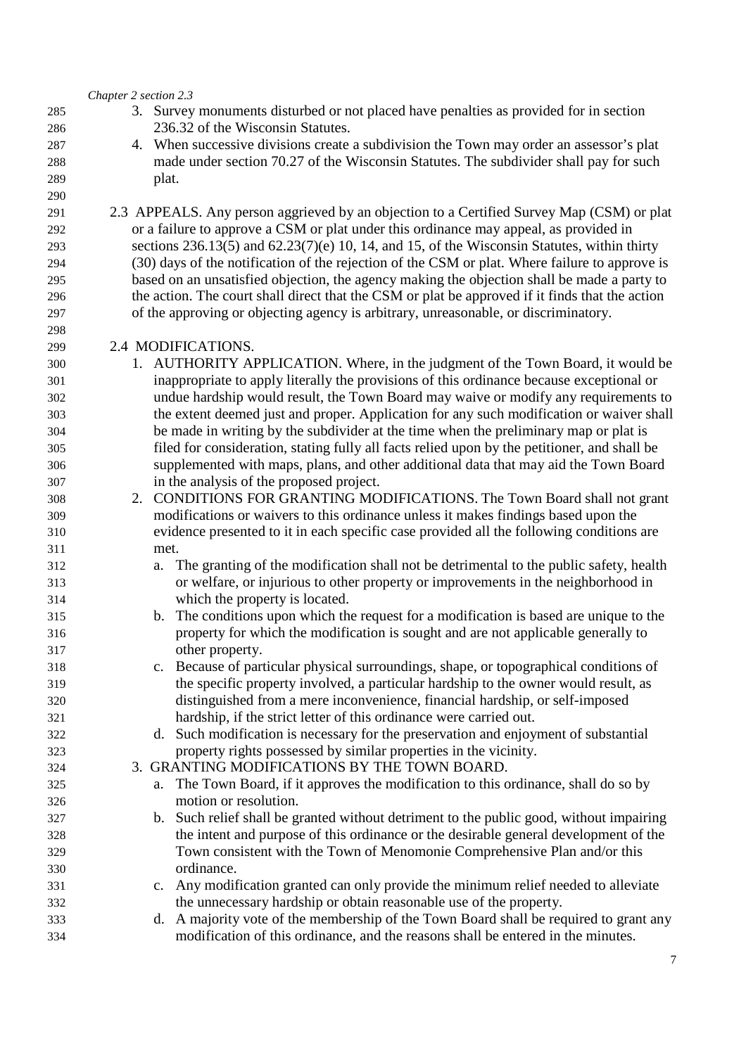3. Survey monuments disturbed or not placed have penalties as provided for in section 236.32 of the Wisconsin Statutes.
4. When successive divisions create a subdivision the Town may order an assessor's plat made under section 70.27 of the Wisconsin Statutes. The subdivider shall pay for such plat.

2.3 APPEALS. Any person aggrieved by an objection to a Certified Survey Map (CSM) or plat or a failure to approve a CSM or plat under this ordinance may appeal, as provided in sections 236.13(5) and 62.23(7)(e) 10, 14, and 15, of the Wisconsin Statutes, within thirty (30) days of the notification of the rejection of the CSM or plat. Where failure to approve is based on an unsatisfied objection, the agency making the objection shall be made a party to the action. The court shall direct that the CSM or plat be approved if it finds that the action of the approving or objecting agency is arbitrary, unreasonable, or discriminatory.

2.4 MODIFICATIONS.

1. AUTHORITY APPLICATION. Where, in the judgment of the Town Board, it would be inappropriate to apply literally the provisions of this ordinance because exceptional or undue hardship would result, the Town Board may waive or modify any requirements to the extent deemed just and proper. Application for any such modification or waiver shall be made in writing by the subdivider at the time when the preliminary map or plat is filed for consideration, stating fully all facts relied upon by the petitioner, and shall be supplemented with maps, plans, and other additional data that may aid the Town Board in the analysis of the proposed project.
2. CONDITIONS FOR GRANTING MODIFICATIONS. The Town Board shall not grant modifications or waivers to this ordinance unless it makes findings based upon the evidence presented to it in each specific case provided all the following conditions are met.
   a. The granting of the modification shall not be detrimental to the public safety, health or welfare, or injurious to other property or improvements in the neighborhood in which the property is located.
   b. The conditions upon which the request for a modification is based are unique to the property for which the modification is sought and are not applicable generally to other property.
   c. Because of particular physical surroundings, shape, or topographical conditions of the specific property involved, a particular hardship to the owner would result, as distinguished from a mere inconvenience, financial hardship, or self-imposed hardship, if the strict letter of this ordinance were carried out.
   d. Such modification is necessary for the preservation and enjoyment of substantial property rights possessed by similar properties in the vicinity.
3. GRANTING MODIFICATIONS BY THE TOWN BOARD.
   a. The Town Board, if it approves the modification to this ordinance, shall do so by motion or resolution.
   b. Such relief shall be granted without detriment to the public good, without impairing the intent and purpose of this ordinance or the desirable general development of the Town consistent with the Town of Menomonie Comprehensive Plan and/or this ordinance.
   c. Any modification granted can only provide the minimum relief needed to alleviate the unnecessary hardship or obtain reasonable use of the property.
   d. A majority vote of the membership of the Town Board shall be required to grant any modification of this ordinance, and the reasons shall be entered in the minutes.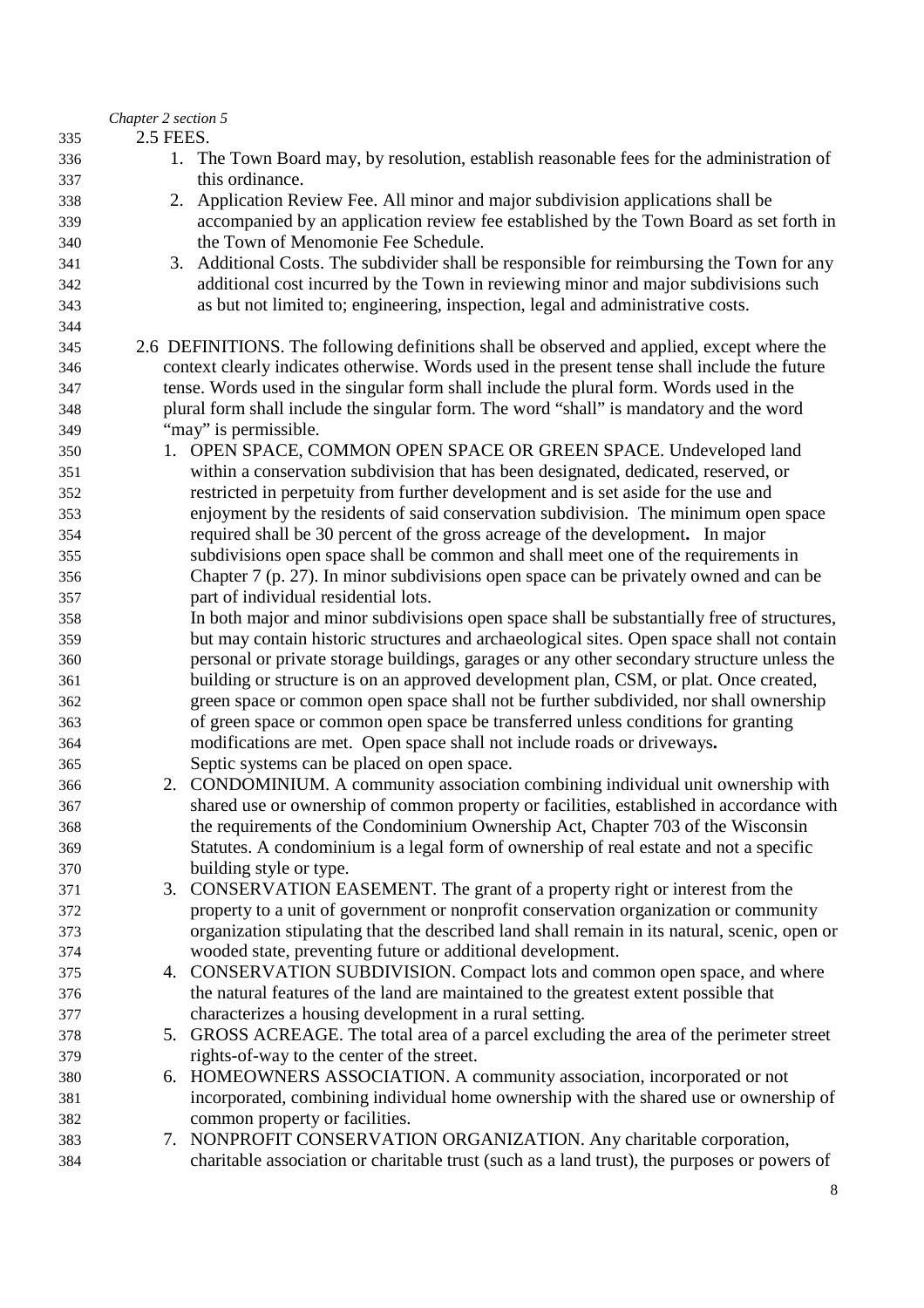*Chapter 2 section 5*

2.5 FEES.

1. The Town Board may, by resolution, establish reasonable fees for the administration of this ordinance.
2. Application Review Fee. All minor and major subdivision applications shall be accompanied by an application review fee established by the Town Board as set forth in the Town of Menomonie Fee Schedule.
3. Additional Costs. The subdivider shall be responsible for reimbursing the Town for any additional cost incurred by the Town in reviewing minor and major subdivisions such as but not limited to; engineering, inspection, legal and administrative costs.

2.6 DEFINITIONS. The following definitions shall be observed and applied, except where the context clearly indicates otherwise. Words used in the present tense shall include the future tense. Words used in the singular form shall include the plural form. Words used in the plural form shall include the singular form. The word "shall" is mandatory and the word "may" is permissible.

1. OPEN SPACE, COMMON OPEN SPACE OR GREEN SPACE. Undeveloped land within a conservation subdivision that has been designated, dedicated, reserved, or restricted in perpetuity from further development and is set aside for the use and enjoyment by the residents of said conservation subdivision. The minimum open space required shall be 30 percent of the gross acreage of the development**.** In major subdivisions open space shall be common and shall meet one of the requirements in Chapter 7 (p. 27). In minor subdivisions open space can be privately owned and can be part of individual residential lots.
   In both major and minor subdivisions open space shall be substantially free of structures, but may contain historic structures and archaeological sites. Open space shall not contain personal or private storage buildings, garages or any other secondary structure unless the building or structure is on an approved development plan, CSM, or plat. Once created, green space or common open space shall not be further subdivided, nor shall ownership of green space or common open space be transferred unless conditions for granting modifications are met. Open space shall not include roads or driveways**.**
   Septic systems can be placed on open space.
2. CONDOMINIUM. A community association combining individual unit ownership with shared use or ownership of common property or facilities, established in accordance with the requirements of the Condominium Ownership Act, Chapter 703 of the Wisconsin Statutes. A condominium is a legal form of ownership of real estate and not a specific building style or type.
3. CONSERVATION EASEMENT. The grant of a property right or interest from the property to a unit of government or nonprofit conservation organization or community organization stipulating that the described land shall remain in its natural, scenic, open or wooded state, preventing future or additional development.
4. CONSERVATION SUBDIVISION. Compact lots and common open space, and where the natural features of the land are maintained to the greatest extent possible that characterizes a housing development in a rural setting.
5. GROSS ACREAGE. The total area of a parcel excluding the area of the perimeter street rights-of-way to the center of the street.
6. HOMEOWNERS ASSOCIATION. A community association, incorporated or not incorporated, combining individual home ownership with the shared use or ownership of common property or facilities.
7. NONPROFIT CONSERVATION ORGANIZATION. Any charitable corporation, charitable association or charitable trust (such as a land trust), the purposes or powers of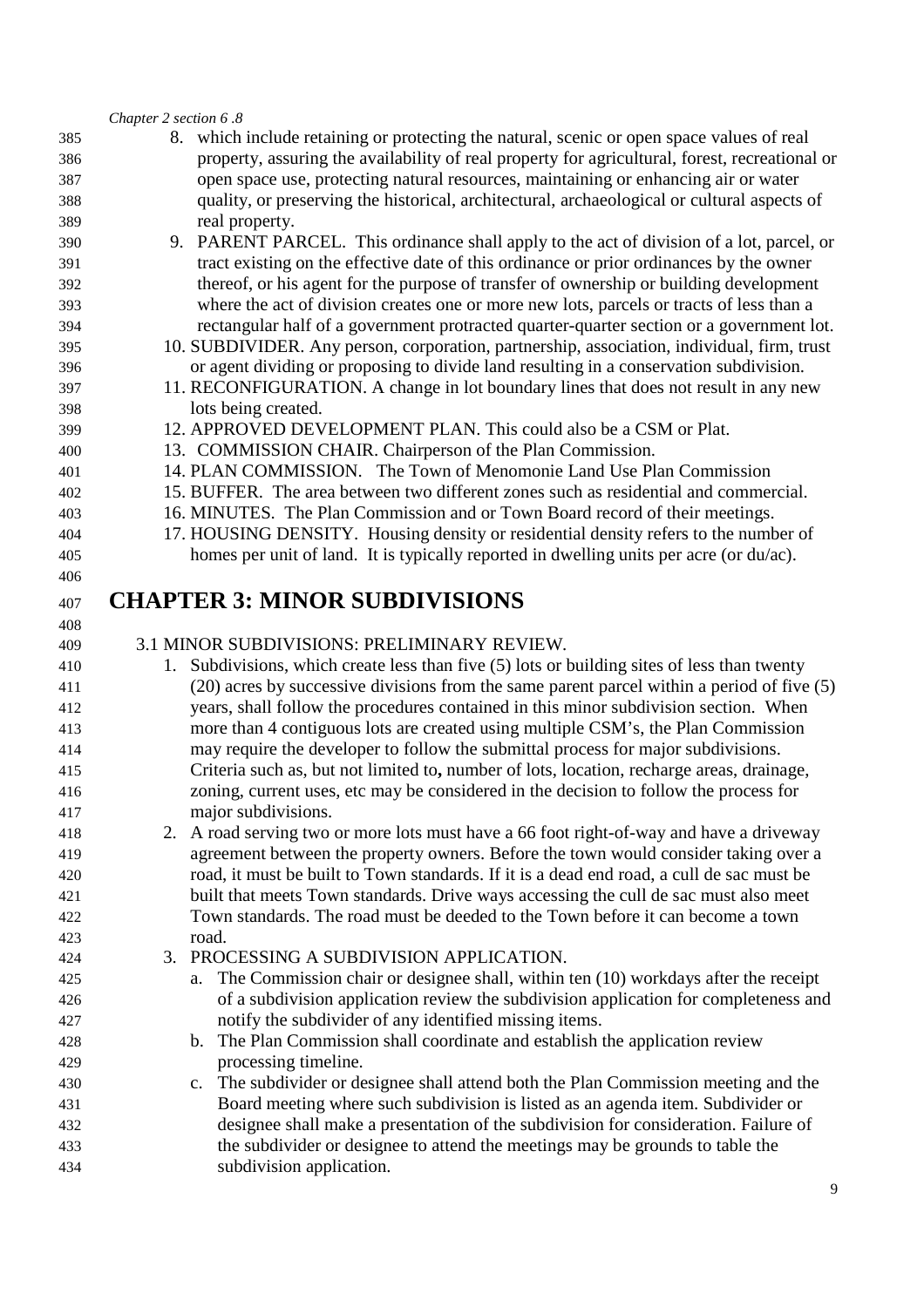*Chapter 2 section 6 .8*

8. which include retaining or protecting the natural, scenic or open space values of real property, assuring the availability of real property for agricultural, forest, recreational or open space use, protecting natural resources, maintaining or enhancing air or water quality, or preserving the historical, architectural, archaeological or cultural aspects of real property.
9. PARENT PARCEL. This ordinance shall apply to the act of division of a lot, parcel, or tract existing on the effective date of this ordinance or prior ordinances by the owner thereof, or his agent for the purpose of transfer of ownership or building development where the act of division creates one or more new lots, parcels or tracts of less than a rectangular half of a government protracted quarter-quarter section or a government lot.
10. SUBDIVIDER. Any person, corporation, partnership, association, individual, firm, trust or agent dividing or proposing to divide land resulting in a conservation subdivision.
11. RECONFIGURATION. A change in lot boundary lines that does not result in any new lots being created.
12. APPROVED DEVELOPMENT PLAN. This could also be a CSM or Plat.
13. COMMISSION CHAIR. Chairperson of the Plan Commission.
14. PLAN COMMISSION. The Town of Menomonie Land Use Plan Commission
15. BUFFER. The area between two different zones such as residential and commercial.
16. MINUTES. The Plan Commission and or Town Board record of their meetings.
17. HOUSING DENSITY. Housing density or residential density refers to the number of homes per unit of land. It is typically reported in dwelling units per acre (or du/ac).

# CHAPTER 3: MINOR SUBDIVISIONS

3.1 MINOR SUBDIVISIONS: PRELIMINARY REVIEW.

1. Subdivisions, which create less than five (5) lots or building sites of less than twenty (20) acres by successive divisions from the same parent parcel within a period of five (5) years, shall follow the procedures contained in this minor subdivision section. When more than 4 contiguous lots are created using multiple CSM's, the Plan Commission may require the developer to follow the submittal process for major subdivisions. Criteria such as, but not limited to**,** number of lots, location, recharge areas, drainage, zoning, current uses, etc may be considered in the decision to follow the process for major subdivisions.
2. A road serving two or more lots must have a 66 foot right-of-way and have a driveway agreement between the property owners. Before the town would consider taking over a road, it must be built to Town standards. If it is a dead end road, a cull de sac must be built that meets Town standards. Drive ways accessing the cull de sac must also meet Town standards. The road must be deeded to the Town before it can become a town road.
3. PROCESSING A SUBDIVISION APPLICATION.
   a. The Commission chair or designee shall, within ten (10) workdays after the receipt of a subdivision application review the subdivision application for completeness and notify the subdivider of any identified missing items.
   b. The Plan Commission shall coordinate and establish the application review processing timeline.
   c. The subdivider or designee shall attend both the Plan Commission meeting and the Board meeting where such subdivision is listed as an agenda item. Subdivider or designee shall make a presentation of the subdivision for consideration. Failure of the subdivider or designee to attend the meetings may be grounds to table the subdivision application.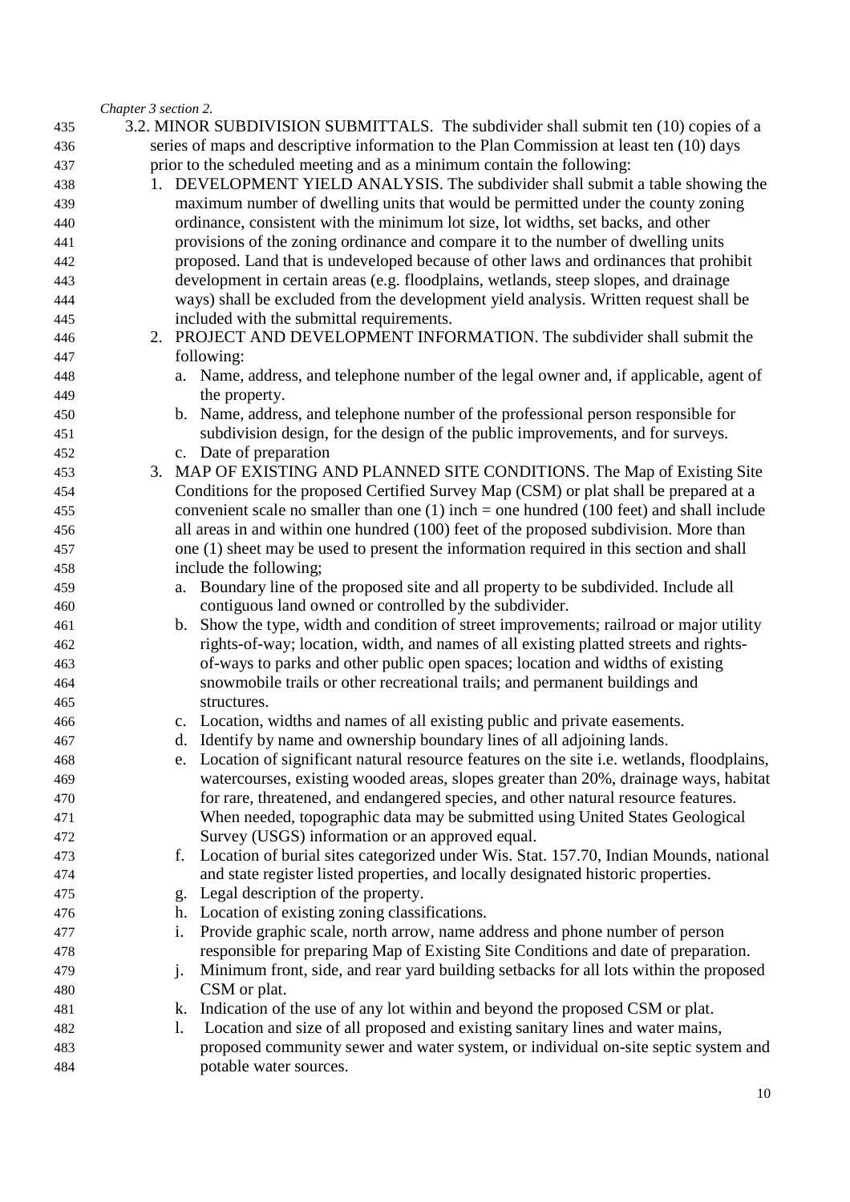*Chapter 3 section 2.*

3.2. MINOR SUBDIVISION SUBMITTALS. The subdivider shall submit ten (10) copies of a series of maps and descriptive information to the Plan Commission at least ten (10) days prior to the scheduled meeting and as a minimum contain the following:

1. DEVELOPMENT YIELD ANALYSIS. The subdivider shall submit a table showing the maximum number of dwelling units that would be permitted under the county zoning ordinance, consistent with the minimum lot size, lot widths, set backs, and other provisions of the zoning ordinance and compare it to the number of dwelling units proposed. Land that is undeveloped because of other laws and ordinances that prohibit development in certain areas (e.g. floodplains, wetlands, steep slopes, and drainage ways) shall be excluded from the development yield analysis. Written request shall be included with the submittal requirements.
2. PROJECT AND DEVELOPMENT INFORMATION. The subdivider shall submit the following:
   a. Name, address, and telephone number of the legal owner and, if applicable, agent of the property.
   b. Name, address, and telephone number of the professional person responsible for subdivision design, for the design of the public improvements, and for surveys.
   c. Date of preparation
3. MAP OF EXISTING AND PLANNED SITE CONDITIONS. The Map of Existing Site Conditions for the proposed Certified Survey Map (CSM) or plat shall be prepared at a convenient scale no smaller than one (1) inch = one hundred (100 feet) and shall include all areas in and within one hundred (100) feet of the proposed subdivision. More than one (1) sheet may be used to present the information required in this section and shall include the following;
   a. Boundary line of the proposed site and all property to be subdivided. Include all contiguous land owned or controlled by the subdivider.
   b. Show the type, width and condition of street improvements; railroad or major utility rights-of-way; location, width, and names of all existing platted streets and rights-of-ways to parks and other public open spaces; location and widths of existing snowmobile trails or other recreational trails; and permanent buildings and structures.
   c. Location, widths and names of all existing public and private easements.
   d. Identify by name and ownership boundary lines of all adjoining lands.
   e. Location of significant natural resource features on the site i.e. wetlands, floodplains, watercourses, existing wooded areas, slopes greater than 20%, drainage ways, habitat for rare, threatened, and endangered species, and other natural resource features. When needed, topographic data may be submitted using United States Geological Survey (USGS) information or an approved equal.
   f. Location of burial sites categorized under Wis. Stat. 157.70, Indian Mounds, national and state register listed properties, and locally designated historic properties.
   g. Legal description of the property.
   h. Location of existing zoning classifications.
   i. Provide graphic scale, north arrow, name address and phone number of person responsible for preparing Map of Existing Site Conditions and date of preparation.
   j. Minimum front, side, and rear yard building setbacks for all lots within the proposed CSM or plat.
   k. Indication of the use of any lot within and beyond the proposed CSM or plat.
   l. Location and size of all proposed and existing sanitary lines and water mains, proposed community sewer and water system, or individual on-site septic system and potable water sources.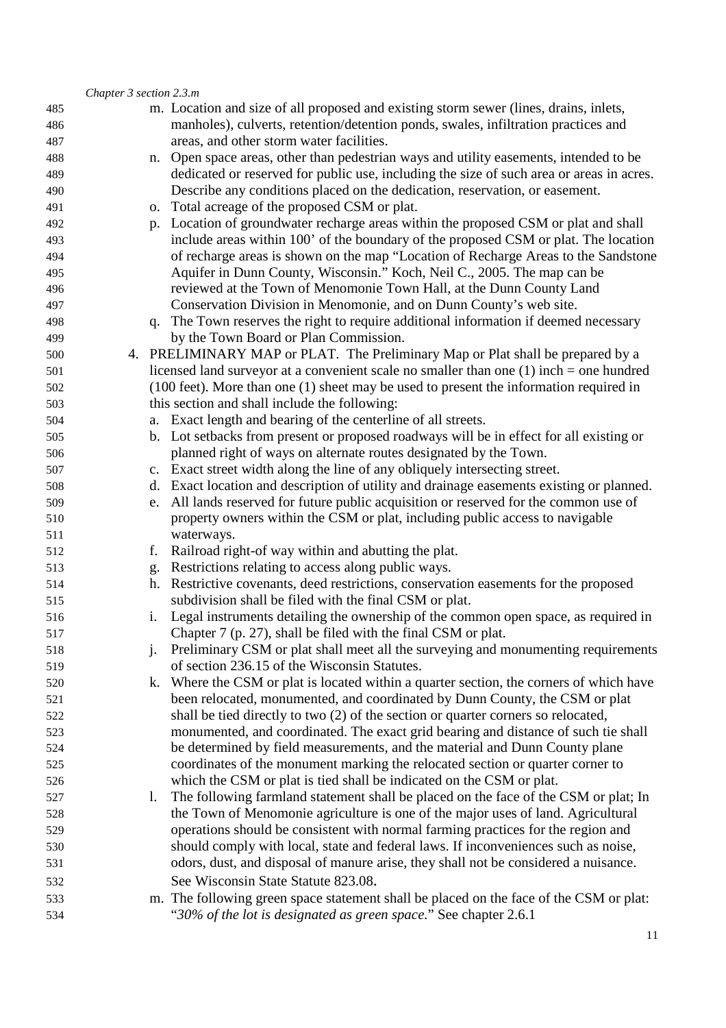m. Location and size of all proposed and existing storm sewer (lines, drains, inlets, manholes), culverts, retention/detention ponds, swales, infiltration practices and areas, and other storm water facilities.

n. Open space areas, other than pedestrian ways and utility easements, intended to be dedicated or reserved for public use, including the size of such area or areas in acres. Describe any conditions placed on the dedication, reservation, or easement.

o. Total acreage of the proposed CSM or plat.

p. Location of groundwater recharge areas within the proposed CSM or plat and shall include areas within 100' of the boundary of the proposed CSM or plat. The location of recharge areas is shown on the map "Location of Recharge Areas to the Sandstone Aquifer in Dunn County, Wisconsin." Koch, Neil C., 2005. The map can be reviewed at the Town of Menomonie Town Hall, at the Dunn County Land Conservation Division in Menomonie, and on Dunn County's web site.

q. The Town reserves the right to require additional information if deemed necessary by the Town Board or Plan Commission.

4. PRELIMINARY MAP or PLAT. The Preliminary Map or Plat shall be prepared by a licensed land surveyor at a convenient scale no smaller than one (1) inch = one hundred (100 feet). More than one (1) sheet may be used to present the information required in this section and shall include the following:

   a. Exact length and bearing of the centerline of all streets.
   b. Lot setbacks from present or proposed roadways will be in effect for all existing or planned right of ways on alternate routes designated by the Town.
   c. Exact street width along the line of any obliquely intersecting street.
   d. Exact location and description of utility and drainage easements existing or planned.
   e. All lands reserved for future public acquisition or reserved for the common use of property owners within the CSM or plat, including public access to navigable waterways.
   f. Railroad right-of way within and abutting the plat.
   g. Restrictions relating to access along public ways.
   h. Restrictive covenants, deed restrictions, conservation easements for the proposed subdivision shall be filed with the final CSM or plat.
   i. Legal instruments detailing the ownership of the common open space, as required in Chapter 7 (p. 27), shall be filed with the final CSM or plat.
   j. Preliminary CSM or plat shall meet all the surveying and monumenting requirements of section 236.15 of the Wisconsin Statutes.
   k. Where the CSM or plat is located within a quarter section, the corners of which have been relocated, monumented, and coordinated by Dunn County, the CSM or plat shall be tied directly to two (2) of the section or quarter corners so relocated, monumented, and coordinated. The exact grid bearing and distance of such tie shall be determined by field measurements, and the material and Dunn County plane coordinates of the monument marking the relocated section or quarter corner to which the CSM or plat is tied shall be indicated on the CSM or plat.
   l. The following farmland statement shall be placed on the face of the CSM or plat; In the Town of Menomonie agriculture is one of the major uses of land. Agricultural operations should be consistent with normal farming practices for the region and should comply with local, state and federal laws. If inconveniences such as noise, odors, dust, and disposal of manure arise, they shall not be considered a nuisance. See Wisconsin State Statute 823.08.
   m. The following green space statement shall be placed on the face of the CSM or plat: "*30% of the lot is designated as green space.*" See chapter 2.6.1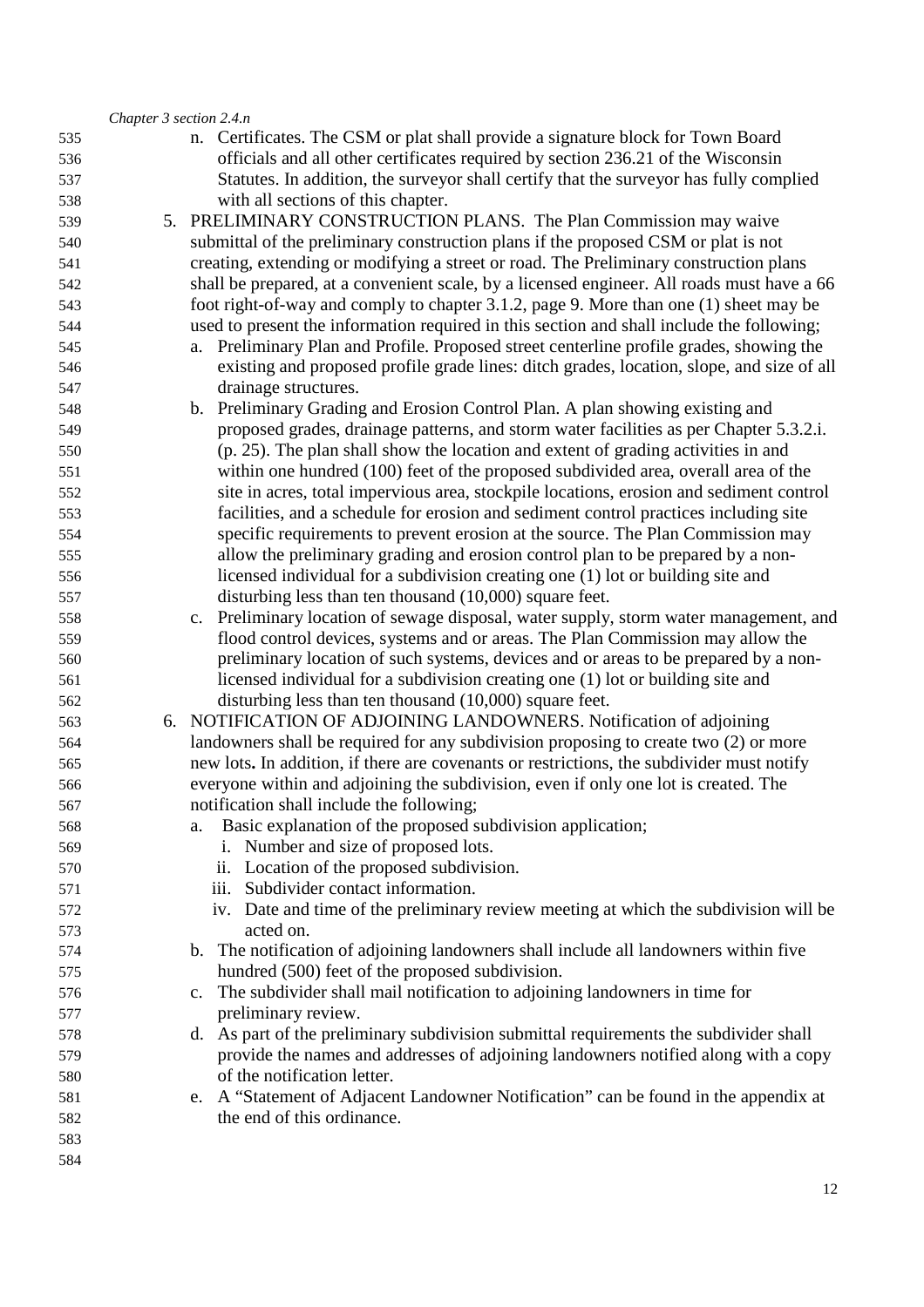*Chapter 3 section 2.4.n*

n. Certificates. The CSM or plat shall provide a signature block for Town Board officials and all other certificates required by section 236.21 of the Wisconsin Statutes. In addition, the surveyor shall certify that the surveyor has fully complied with all sections of this chapter.

5. PRELIMINARY CONSTRUCTION PLANS. The Plan Commission may waive submittal of the preliminary construction plans if the proposed CSM or plat is not creating, extending or modifying a street or road. The Preliminary construction plans shall be prepared, at a convenient scale, by a licensed engineer. All roads must have a 66 foot right-of-way and comply to chapter 3.1.2, page 9. More than one (1) sheet may be used to present the information required in this section and shall include the following;
   a. Preliminary Plan and Profile. Proposed street centerline profile grades, showing the existing and proposed profile grade lines: ditch grades, location, slope, and size of all drainage structures.
   b. Preliminary Grading and Erosion Control Plan. A plan showing existing and proposed grades, drainage patterns, and storm water facilities as per Chapter 5.3.2.i. (p. 25). The plan shall show the location and extent of grading activities in and within one hundred (100) feet of the proposed subdivided area, overall area of the site in acres, total impervious area, stockpile locations, erosion and sediment control facilities, and a schedule for erosion and sediment control practices including site specific requirements to prevent erosion at the source. The Plan Commission may allow the preliminary grading and erosion control plan to be prepared by a non-licensed individual for a subdivision creating one (1) lot or building site and disturbing less than ten thousand (10,000) square feet.
   c. Preliminary location of sewage disposal, water supply, storm water management, and flood control devices, systems and or areas. The Plan Commission may allow the preliminary location of such systems, devices and or areas to be prepared by a non-licensed individual for a subdivision creating one (1) lot or building site and disturbing less than ten thousand (10,000) square feet.

6. NOTIFICATION OF ADJOINING LANDOWNERS. Notification of adjoining landowners shall be required for any subdivision proposing to create two (2) or more new lots**.** In addition, if there are covenants or restrictions, the subdivider must notify everyone within and adjoining the subdivision, even if only one lot is created. The notification shall include the following;
   a. Basic explanation of the proposed subdivision application;
      i. Number and size of proposed lots.
      ii. Location of the proposed subdivision.
      iii. Subdivider contact information.
      iv. Date and time of the preliminary review meeting at which the subdivision will be acted on.
   b. The notification of adjoining landowners shall include all landowners within five hundred (500) feet of the proposed subdivision.
   c. The subdivider shall mail notification to adjoining landowners in time for preliminary review.
   d. As part of the preliminary subdivision submittal requirements the subdivider shall provide the names and addresses of adjoining landowners notified along with a copy of the notification letter.
   e. A "Statement of Adjacent Landowner Notification" can be found in the appendix at the end of this ordinance.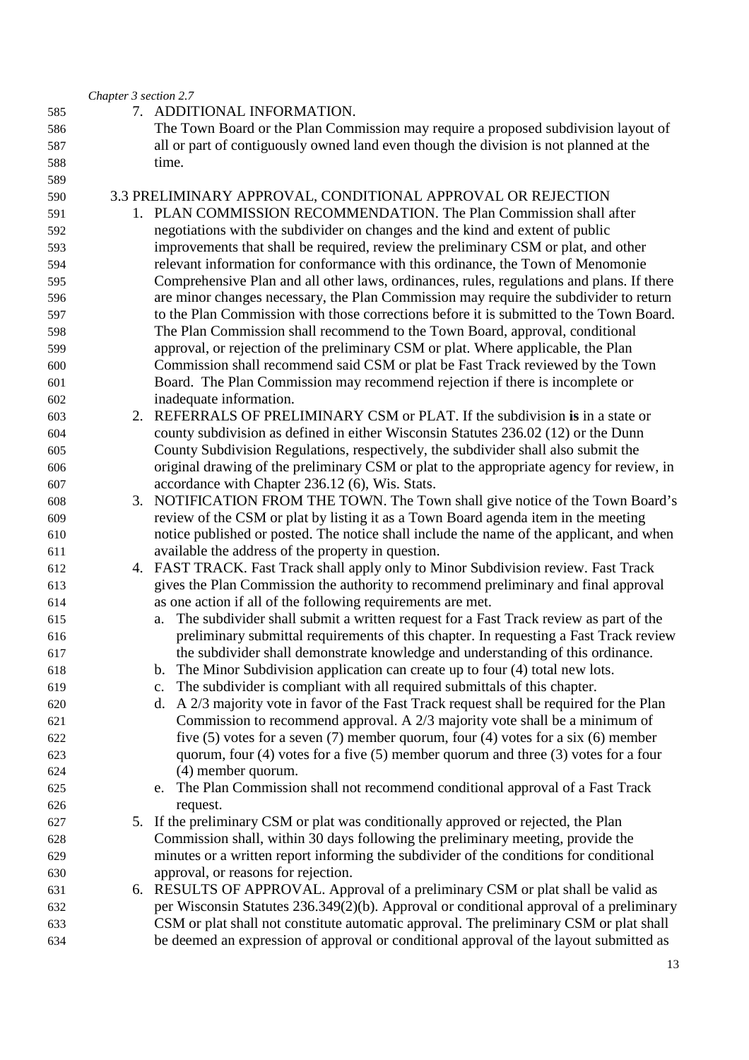7. ADDITIONAL INFORMATION.
   The Town Board or the Plan Commission may require a proposed subdivision layout of all or part of contiguously owned land even though the division is not planned at the time.

## 3.3 PRELIMINARY APPROVAL, CONDITIONAL APPROVAL OR REJECTION

1. PLAN COMMISSION RECOMMENDATION. The Plan Commission shall after negotiations with the subdivider on changes and the kind and extent of public improvements that shall be required, review the preliminary CSM or plat, and other relevant information for conformance with this ordinance, the Town of Menomonie Comprehensive Plan and all other laws, ordinances, rules, regulations and plans. If there are minor changes necessary, the Plan Commission may require the subdivider to return to the Plan Commission with those corrections before it is submitted to the Town Board. The Plan Commission shall recommend to the Town Board, approval, conditional approval, or rejection of the preliminary CSM or plat. Where applicable, the Plan Commission shall recommend said CSM or plat be Fast Track reviewed by the Town Board. The Plan Commission may recommend rejection if there is incomplete or inadequate information.
2. REFERRALS OF PRELIMINARY CSM or PLAT. If the subdivision **is** in a state or county subdivision as defined in either Wisconsin Statutes 236.02 (12) or the Dunn County Subdivision Regulations, respectively, the subdivider shall also submit the original drawing of the preliminary CSM or plat to the appropriate agency for review, in accordance with Chapter 236.12 (6), Wis. Stats.
3. NOTIFICATION FROM THE TOWN. The Town shall give notice of the Town Board's review of the CSM or plat by listing it as a Town Board agenda item in the meeting notice published or posted. The notice shall include the name of the applicant, and when available the address of the property in question.
4. FAST TRACK. Fast Track shall apply only to Minor Subdivision review. Fast Track gives the Plan Commission the authority to recommend preliminary and final approval as one action if all of the following requirements are met.
   a. The subdivider shall submit a written request for a Fast Track review as part of the preliminary submittal requirements of this chapter. In requesting a Fast Track review the subdivider shall demonstrate knowledge and understanding of this ordinance.
   b. The Minor Subdivision application can create up to four (4) total new lots.
   c. The subdivider is compliant with all required submittals of this chapter.
   d. A 2/3 majority vote in favor of the Fast Track request shall be required for the Plan Commission to recommend approval. A 2/3 majority vote shall be a minimum of five (5) votes for a seven (7) member quorum, four (4) votes for a six (6) member quorum, four (4) votes for a five (5) member quorum and three (3) votes for a four (4) member quorum.
   e. The Plan Commission shall not recommend conditional approval of a Fast Track request.
5. If the preliminary CSM or plat was conditionally approved or rejected, the Plan Commission shall, within 30 days following the preliminary meeting, provide the minutes or a written report informing the subdivider of the conditions for conditional approval, or reasons for rejection.
6. RESULTS OF APPROVAL. Approval of a preliminary CSM or plat shall be valid as per Wisconsin Statutes 236.349(2)(b). Approval or conditional approval of a preliminary CSM or plat shall not constitute automatic approval. The preliminary CSM or plat shall be deemed an expression of approval or conditional approval of the layout submitted as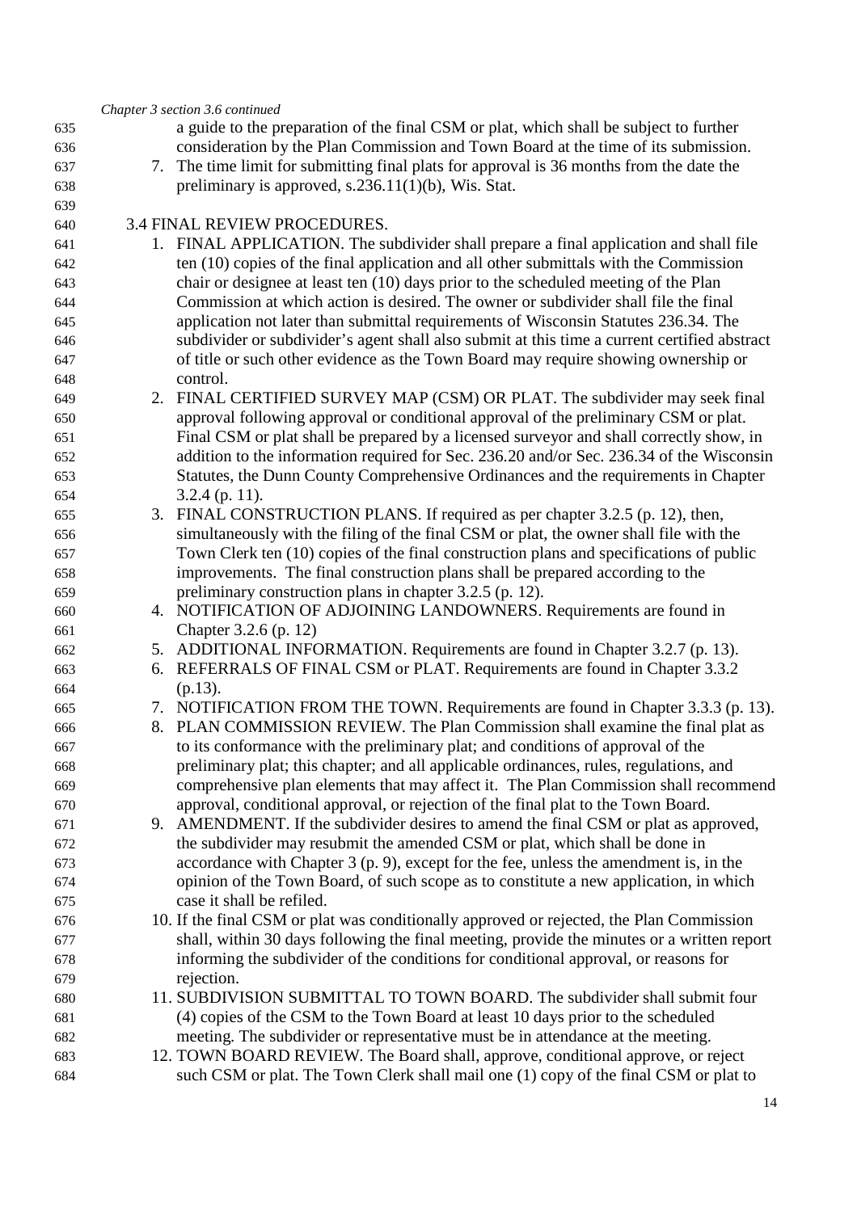*Chapter 3 section 3.6 continued*

a guide to the preparation of the final CSM or plat, which shall be subject to further consideration by the Plan Commission and Town Board at the time of its submission.

7. The time limit for submitting final plats for approval is 36 months from the date the preliminary is approved, s.236.11(1)(b), Wis. Stat.

3.4 FINAL REVIEW PROCEDURES.

1. FINAL APPLICATION. The subdivider shall prepare a final application and shall file ten (10) copies of the final application and all other submittals with the Commission chair or designee at least ten (10) days prior to the scheduled meeting of the Plan Commission at which action is desired. The owner or subdivider shall file the final application not later than submittal requirements of Wisconsin Statutes 236.34. The subdivider or subdivider's agent shall also submit at this time a current certified abstract of title or such other evidence as the Town Board may require showing ownership or control.
2. FINAL CERTIFIED SURVEY MAP (CSM) OR PLAT. The subdivider may seek final approval following approval or conditional approval of the preliminary CSM or plat. Final CSM or plat shall be prepared by a licensed surveyor and shall correctly show, in addition to the information required for Sec. 236.20 and/or Sec. 236.34 of the Wisconsin Statutes, the Dunn County Comprehensive Ordinances and the requirements in Chapter 3.2.4 (p. 11).
3. FINAL CONSTRUCTION PLANS. If required as per chapter 3.2.5 (p. 12), then, simultaneously with the filing of the final CSM or plat, the owner shall file with the Town Clerk ten (10) copies of the final construction plans and specifications of public improvements. The final construction plans shall be prepared according to the preliminary construction plans in chapter 3.2.5 (p. 12).
4. NOTIFICATION OF ADJOINING LANDOWNERS. Requirements are found in Chapter 3.2.6 (p. 12)
5. ADDITIONAL INFORMATION. Requirements are found in Chapter 3.2.7 (p. 13).
6. REFERRALS OF FINAL CSM or PLAT. Requirements are found in Chapter 3.3.2 (p.13).
7. NOTIFICATION FROM THE TOWN. Requirements are found in Chapter 3.3.3 (p. 13).
8. PLAN COMMISSION REVIEW. The Plan Commission shall examine the final plat as to its conformance with the preliminary plat; and conditions of approval of the preliminary plat; this chapter; and all applicable ordinances, rules, regulations, and comprehensive plan elements that may affect it. The Plan Commission shall recommend approval, conditional approval, or rejection of the final plat to the Town Board.
9. AMENDMENT. If the subdivider desires to amend the final CSM or plat as approved, the subdivider may resubmit the amended CSM or plat, which shall be done in accordance with Chapter 3 (p. 9), except for the fee, unless the amendment is, in the opinion of the Town Board, of such scope as to constitute a new application, in which case it shall be refiled.
10. If the final CSM or plat was conditionally approved or rejected, the Plan Commission shall, within 30 days following the final meeting, provide the minutes or a written report informing the subdivider of the conditions for conditional approval, or reasons for rejection.
11. SUBDIVISION SUBMITTAL TO TOWN BOARD. The subdivider shall submit four (4) copies of the CSM to the Town Board at least 10 days prior to the scheduled meeting. The subdivider or representative must be in attendance at the meeting.
12. TOWN BOARD REVIEW. The Board shall, approve, conditional approve, or reject such CSM or plat. The Town Clerk shall mail one (1) copy of the final CSM or plat to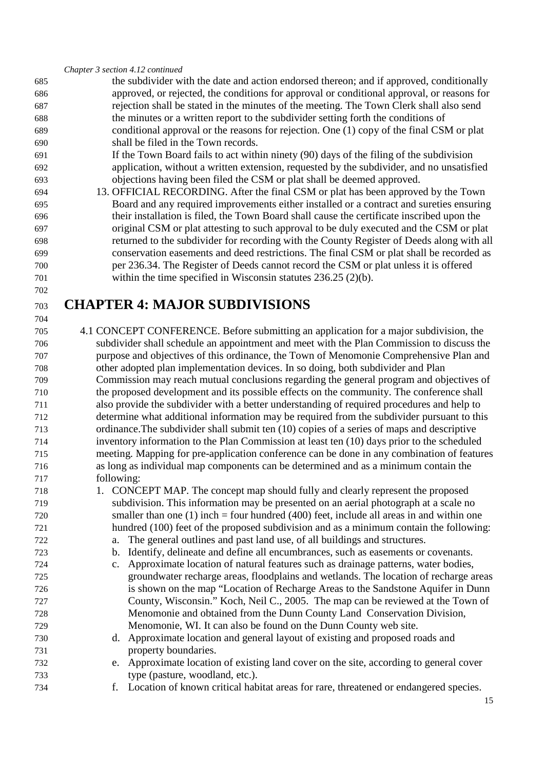*Chapter 3 section 4.12 continued*

the subdivider with the date and action endorsed thereon; and if approved, conditionally approved, or rejected, the conditions for approval or conditional approval, or reasons for rejection shall be stated in the minutes of the meeting. The Town Clerk shall also send the minutes or a written report to the subdivider setting forth the conditions of conditional approval or the reasons for rejection. One (1) copy of the final CSM or plat shall be filed in the Town records.

If the Town Board fails to act within ninety (90) days of the filing of the subdivision application, without a written extension, requested by the subdivider, and no unsatisfied objections having been filed the CSM or plat shall be deemed approved.

13. OFFICIAL RECORDING. After the final CSM or plat has been approved by the Town Board and any required improvements either installed or a contract and sureties ensuring their installation is filed, the Town Board shall cause the certificate inscribed upon the original CSM or plat attesting to such approval to be duly executed and the CSM or plat returned to the subdivider for recording with the County Register of Deeds along with all conservation easements and deed restrictions. The final CSM or plat shall be recorded as per 236.34. The Register of Deeds cannot record the CSM or plat unless it is offered within the time specified in Wisconsin statutes 236.25 (2)(b).

# CHAPTER 4: MAJOR SUBDIVISIONS

4.1 CONCEPT CONFERENCE. Before submitting an application for a major subdivision, the subdivider shall schedule an appointment and meet with the Plan Commission to discuss the purpose and objectives of this ordinance, the Town of Menomonie Comprehensive Plan and other adopted plan implementation devices. In so doing, both subdivider and Plan Commission may reach mutual conclusions regarding the general program and objectives of the proposed development and its possible effects on the community. The conference shall also provide the subdivider with a better understanding of required procedures and help to determine what additional information may be required from the subdivider pursuant to this ordinance.The subdivider shall submit ten (10) copies of a series of maps and descriptive inventory information to the Plan Commission at least ten (10) days prior to the scheduled meeting. Mapping for pre-application conference can be done in any combination of features as long as individual map components can be determined and as a minimum contain the following:

1. CONCEPT MAP. The concept map should fully and clearly represent the proposed subdivision. This information may be presented on an aerial photograph at a scale no smaller than one (1) inch = four hundred (400) feet, include all areas in and within one hundred (100) feet of the proposed subdivision and as a minimum contain the following:
   a. The general outlines and past land use, of all buildings and structures.
   b. Identify, delineate and define all encumbrances, such as easements or covenants.
   c. Approximate location of natural features such as drainage patterns, water bodies, groundwater recharge areas, floodplains and wetlands. The location of recharge areas is shown on the map "Location of Recharge Areas to the Sandstone Aquifer in Dunn County, Wisconsin." Koch, Neil C., 2005. The map can be reviewed at the Town of Menomonie and obtained from the Dunn County Land Conservation Division, Menomonie, WI. It can also be found on the Dunn County web site.
   d. Approximate location and general layout of existing and proposed roads and property boundaries.
   e. Approximate location of existing land cover on the site, according to general cover type (pasture, woodland, etc.).
   f. Location of known critical habitat areas for rare, threatened or endangered species.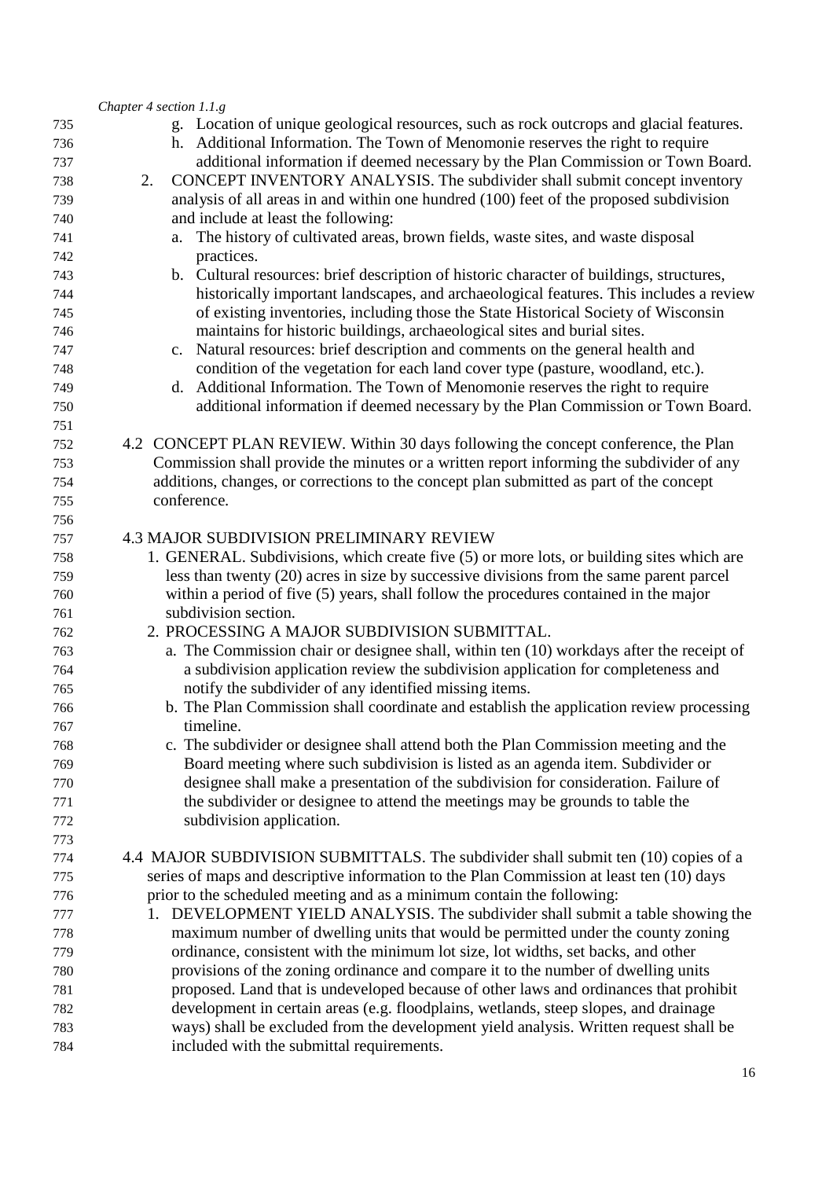*Chapter 4 section 1.1.g*

g. Location of unique geological resources, such as rock outcrops and glacial features.

h. Additional Information. The Town of Menomonie reserves the right to require additional information if deemed necessary by the Plan Commission or Town Board.

2. CONCEPT INVENTORY ANALYSIS. The subdivider shall submit concept inventory analysis of all areas in and within one hundred (100) feet of the proposed subdivision and include at least the following:
   a. The history of cultivated areas, brown fields, waste sites, and waste disposal practices.
   b. Cultural resources: brief description of historic character of buildings, structures, historically important landscapes, and archaeological features. This includes a review of existing inventories, including those the State Historical Society of Wisconsin maintains for historic buildings, archaeological sites and burial sites.
   c. Natural resources: brief description and comments on the general health and condition of the vegetation for each land cover type (pasture, woodland, etc.).
   d. Additional Information. The Town of Menomonie reserves the right to require additional information if deemed necessary by the Plan Commission or Town Board.

4.2 CONCEPT PLAN REVIEW. Within 30 days following the concept conference, the Plan Commission shall provide the minutes or a written report informing the subdivider of any additions, changes, or corrections to the concept plan submitted as part of the concept conference.

4.3 MAJOR SUBDIVISION PRELIMINARY REVIEW

1. GENERAL. Subdivisions, which create five (5) or more lots, or building sites which are less than twenty (20) acres in size by successive divisions from the same parent parcel within a period of five (5) years, shall follow the procedures contained in the major subdivision section.
2. PROCESSING A MAJOR SUBDIVISION SUBMITTAL.
   a. The Commission chair or designee shall, within ten (10) workdays after the receipt of a subdivision application review the subdivision application for completeness and notify the subdivider of any identified missing items.
   b. The Plan Commission shall coordinate and establish the application review processing timeline.
   c. The subdivider or designee shall attend both the Plan Commission meeting and the Board meeting where such subdivision is listed as an agenda item. Subdivider or designee shall make a presentation of the subdivision for consideration. Failure of the subdivider or designee to attend the meetings may be grounds to table the subdivision application.

4.4 MAJOR SUBDIVISION SUBMITTALS. The subdivider shall submit ten (10) copies of a series of maps and descriptive information to the Plan Commission at least ten (10) days prior to the scheduled meeting and as a minimum contain the following:

1. DEVELOPMENT YIELD ANALYSIS. The subdivider shall submit a table showing the maximum number of dwelling units that would be permitted under the county zoning ordinance, consistent with the minimum lot size, lot widths, set backs, and other provisions of the zoning ordinance and compare it to the number of dwelling units proposed. Land that is undeveloped because of other laws and ordinances that prohibit development in certain areas (e.g. floodplains, wetlands, steep slopes, and drainage ways) shall be excluded from the development yield analysis. Written request shall be included with the submittal requirements.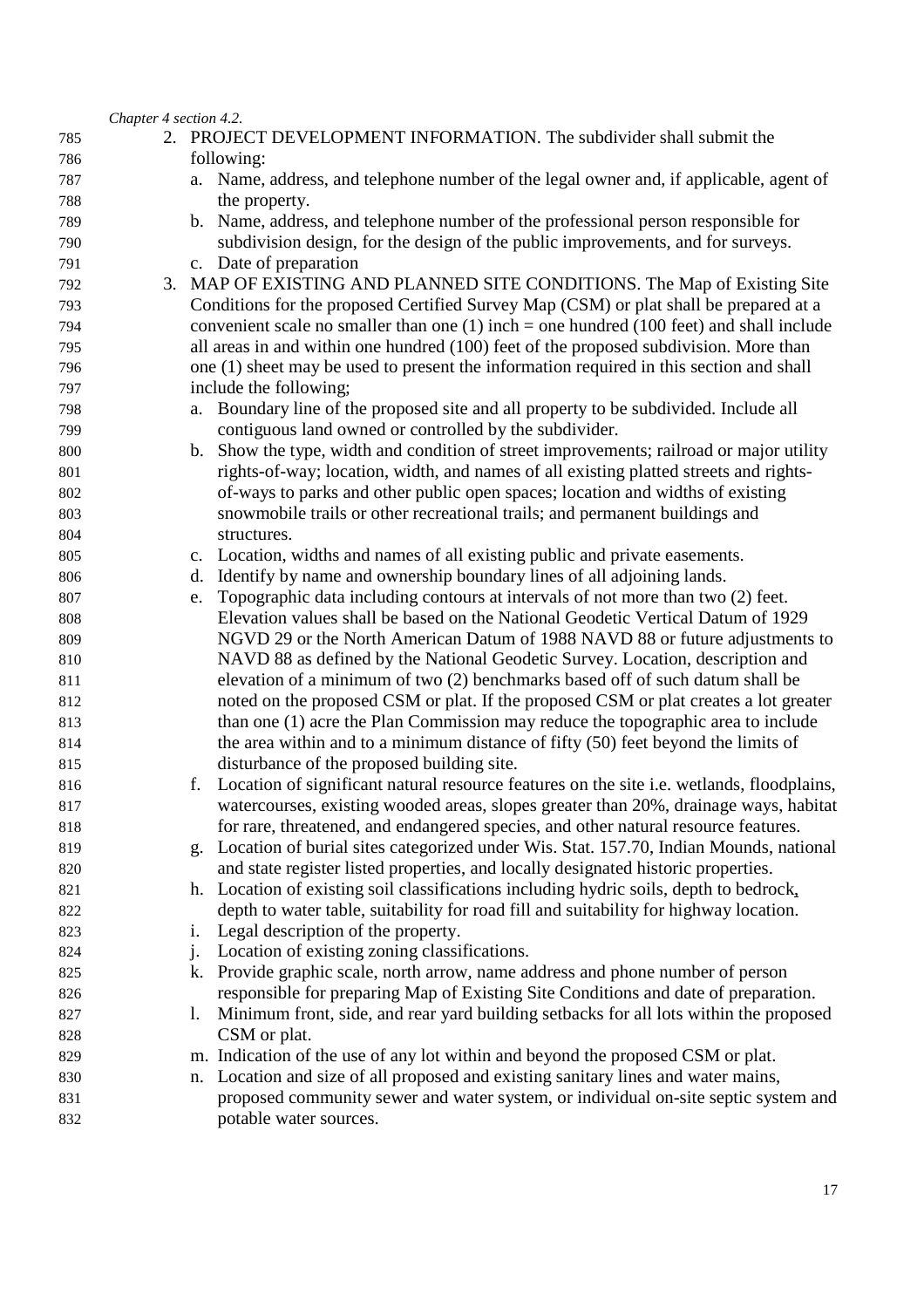*Chapter 4 section 4.2.*

2. PROJECT DEVELOPMENT INFORMATION. The subdivider shall submit the following:
   a. Name, address, and telephone number of the legal owner and, if applicable, agent of the property.
   b. Name, address, and telephone number of the professional person responsible for subdivision design, for the design of the public improvements, and for surveys.
   c. Date of preparation
3. MAP OF EXISTING AND PLANNED SITE CONDITIONS. The Map of Existing Site Conditions for the proposed Certified Survey Map (CSM) or plat shall be prepared at a convenient scale no smaller than one (1) inch = one hundred (100 feet) and shall include all areas in and within one hundred (100) feet of the proposed subdivision. More than one (1) sheet may be used to present the information required in this section and shall include the following;
   a. Boundary line of the proposed site and all property to be subdivided. Include all contiguous land owned or controlled by the subdivider.
   b. Show the type, width and condition of street improvements; railroad or major utility rights-of-way; location, width, and names of all existing platted streets and rights-of-ways to parks and other public open spaces; location and widths of existing snowmobile trails or other recreational trails; and permanent buildings and structures.
   c. Location, widths and names of all existing public and private easements.
   d. Identify by name and ownership boundary lines of all adjoining lands.
   e. Topographic data including contours at intervals of not more than two (2) feet. Elevation values shall be based on the National Geodetic Vertical Datum of 1929 NGVD 29 or the North American Datum of 1988 NAVD 88 or future adjustments to NAVD 88 as defined by the National Geodetic Survey. Location, description and elevation of a minimum of two (2) benchmarks based off of such datum shall be noted on the proposed CSM or plat. If the proposed CSM or plat creates a lot greater than one (1) acre the Plan Commission may reduce the topographic area to include the area within and to a minimum distance of fifty (50) feet beyond the limits of disturbance of the proposed building site.
   f. Location of significant natural resource features on the site i.e. wetlands, floodplains, watercourses, existing wooded areas, slopes greater than 20%, drainage ways, habitat for rare, threatened, and endangered species, and other natural resource features.
   g. Location of burial sites categorized under Wis. Stat. 157.70, Indian Mounds, national and state register listed properties, and locally designated historic properties.
   h. Location of existing soil classifications including hydric soils, depth to bedrock, depth to water table, suitability for road fill and suitability for highway location.
   i. Legal description of the property.
   j. Location of existing zoning classifications.
   k. Provide graphic scale, north arrow, name address and phone number of person responsible for preparing Map of Existing Site Conditions and date of preparation.
   l. Minimum front, side, and rear yard building setbacks for all lots within the proposed CSM or plat.
   m. Indication of the use of any lot within and beyond the proposed CSM or plat.
   n. Location and size of all proposed and existing sanitary lines and water mains, proposed community sewer and water system, or individual on-site septic system and potable water sources.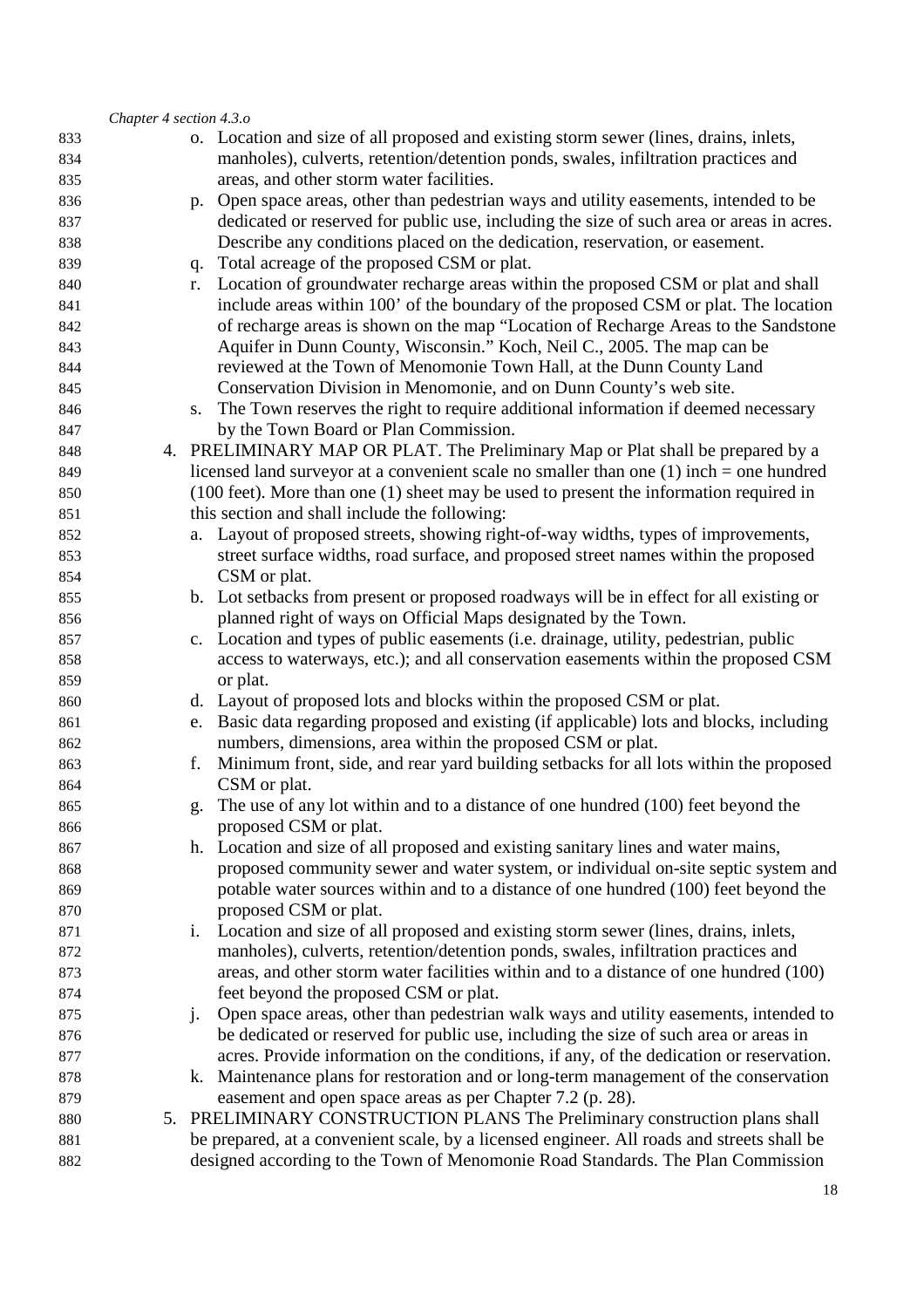o. Location and size of all proposed and existing storm sewer (lines, drains, inlets, manholes), culverts, retention/detention ponds, swales, infiltration practices and areas, and other storm water facilities.

p. Open space areas, other than pedestrian ways and utility easements, intended to be dedicated or reserved for public use, including the size of such area or areas in acres. Describe any conditions placed on the dedication, reservation, or easement.

q. Total acreage of the proposed CSM or plat.

r. Location of groundwater recharge areas within the proposed CSM or plat and shall include areas within 100' of the boundary of the proposed CSM or plat. The location of recharge areas is shown on the map "Location of Recharge Areas to the Sandstone Aquifer in Dunn County, Wisconsin." Koch, Neil C., 2005. The map can be reviewed at the Town of Menomonie Town Hall, at the Dunn County Land Conservation Division in Menomonie, and on Dunn County's web site.

s. The Town reserves the right to require additional information if deemed necessary by the Town Board or Plan Commission.

4. PRELIMINARY MAP OR PLAT. The Preliminary Map or Plat shall be prepared by a licensed land surveyor at a convenient scale no smaller than one (1) inch = one hundred (100 feet). More than one (1) sheet may be used to present the information required in this section and shall include the following:
   a. Layout of proposed streets, showing right-of-way widths, types of improvements, street surface widths, road surface, and proposed street names within the proposed CSM or plat.
   b. Lot setbacks from present or proposed roadways will be in effect for all existing or planned right of ways on Official Maps designated by the Town.
   c. Location and types of public easements (i.e. drainage, utility, pedestrian, public access to waterways, etc.); and all conservation easements within the proposed CSM or plat.
   d. Layout of proposed lots and blocks within the proposed CSM or plat.
   e. Basic data regarding proposed and existing (if applicable) lots and blocks, including numbers, dimensions, area within the proposed CSM or plat.
   f. Minimum front, side, and rear yard building setbacks for all lots within the proposed CSM or plat.
   g. The use of any lot within and to a distance of one hundred (100) feet beyond the proposed CSM or plat.
   h. Location and size of all proposed and existing sanitary lines and water mains, proposed community sewer and water system, or individual on-site septic system and potable water sources within and to a distance of one hundred (100) feet beyond the proposed CSM or plat.
   i. Location and size of all proposed and existing storm sewer (lines, drains, inlets, manholes), culverts, retention/detention ponds, swales, infiltration practices and areas, and other storm water facilities within and to a distance of one hundred (100) feet beyond the proposed CSM or plat.
   j. Open space areas, other than pedestrian walk ways and utility easements, intended to be dedicated or reserved for public use, including the size of such area or areas in acres. Provide information on the conditions, if any, of the dedication or reservation.
   k. Maintenance plans for restoration and or long-term management of the conservation easement and open space areas as per Chapter 7.2 (p. 28).

5. PRELIMINARY CONSTRUCTION PLANS The Preliminary construction plans shall be prepared, at a convenient scale, by a licensed engineer. All roads and streets shall be designed according to the Town of Menomonie Road Standards. The Plan Commission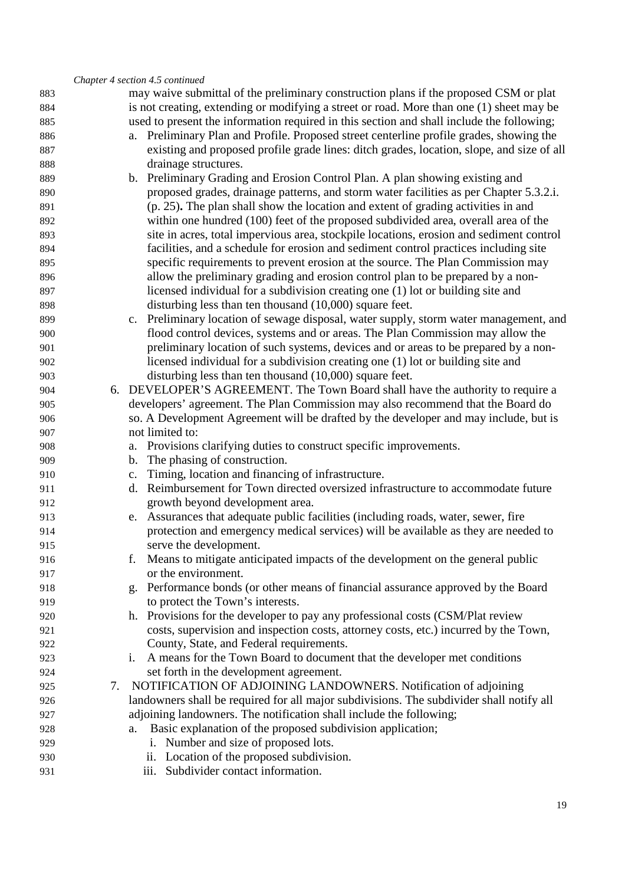*Chapter 4 section 4.5 continued*

may waive submittal of the preliminary construction plans if the proposed CSM or plat is not creating, extending or modifying a street or road. More than one (1) sheet may be used to present the information required in this section and shall include the following;

a. Preliminary Plan and Profile. Proposed street centerline profile grades, showing the existing and proposed profile grade lines: ditch grades, location, slope, and size of all drainage structures.
b. Preliminary Grading and Erosion Control Plan. A plan showing existing and proposed grades, drainage patterns, and storm water facilities as per Chapter 5.3.2.i. (p. 25)**.** The plan shall show the location and extent of grading activities in and within one hundred (100) feet of the proposed subdivided area, overall area of the site in acres, total impervious area, stockpile locations, erosion and sediment control facilities, and a schedule for erosion and sediment control practices including site specific requirements to prevent erosion at the source. The Plan Commission may allow the preliminary grading and erosion control plan to be prepared by a non-licensed individual for a subdivision creating one (1) lot or building site and disturbing less than ten thousand (10,000) square feet.
c. Preliminary location of sewage disposal, water supply, storm water management, and flood control devices, systems and or areas. The Plan Commission may allow the preliminary location of such systems, devices and or areas to be prepared by a non-licensed individual for a subdivision creating one (1) lot or building site and disturbing less than ten thousand (10,000) square feet.

6. DEVELOPER'S AGREEMENT. The Town Board shall have the authority to require a developers' agreement. The Plan Commission may also recommend that the Board do so. A Development Agreement will be drafted by the developer and may include, but is not limited to:
   a. Provisions clarifying duties to construct specific improvements.
   b. The phasing of construction.
   c. Timing, location and financing of infrastructure.
   d. Reimbursement for Town directed oversized infrastructure to accommodate future growth beyond development area.
   e. Assurances that adequate public facilities (including roads, water, sewer, fire protection and emergency medical services) will be available as they are needed to serve the development.
   f. Means to mitigate anticipated impacts of the development on the general public or the environment.
   g. Performance bonds (or other means of financial assurance approved by the Board to protect the Town's interests.
   h. Provisions for the developer to pay any professional costs (CSM/Plat review costs, supervision and inspection costs, attorney costs, etc.) incurred by the Town, County, State, and Federal requirements.
   i. A means for the Town Board to document that the developer met conditions set forth in the development agreement.
7. NOTIFICATION OF ADJOINING LANDOWNERS. Notification of adjoining landowners shall be required for all major subdivisions. The subdivider shall notify all adjoining landowners. The notification shall include the following;
   a. Basic explanation of the proposed subdivision application;
      i. Number and size of proposed lots.
      ii. Location of the proposed subdivision.
      iii. Subdivider contact information.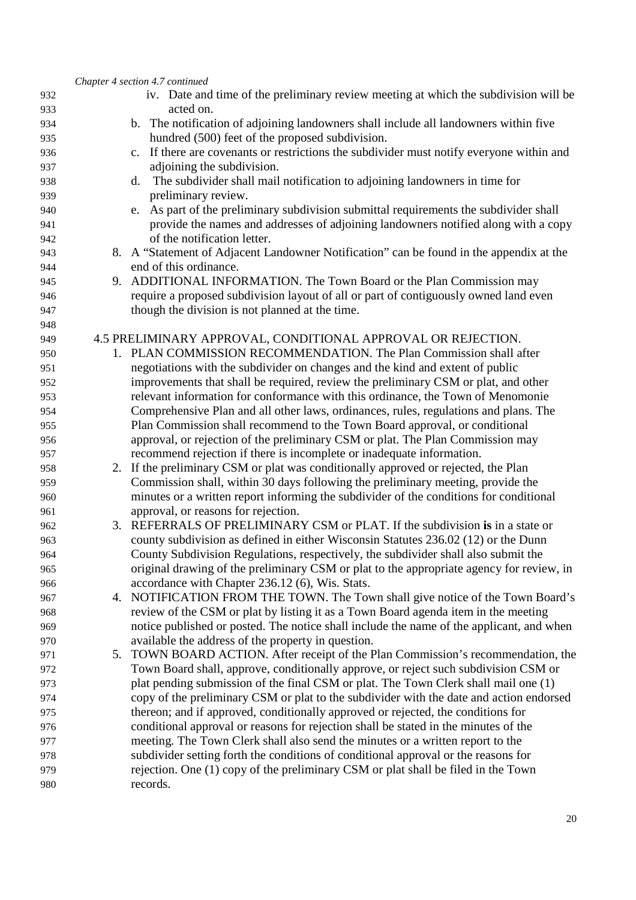*Chapter 4 section 4.7 continued*

iv. Date and time of the preliminary review meeting at which the subdivision will be acted on.

b. The notification of adjoining landowners shall include all landowners within five hundred (500) feet of the proposed subdivision.

c. If there are covenants or restrictions the subdivider must notify everyone within and adjoining the subdivision.

d. The subdivider shall mail notification to adjoining landowners in time for preliminary review.

e. As part of the preliminary subdivision submittal requirements the subdivider shall provide the names and addresses of adjoining landowners notified along with a copy of the notification letter.

8. A "Statement of Adjacent Landowner Notification" can be found in the appendix at the end of this ordinance.
9. ADDITIONAL INFORMATION. The Town Board or the Plan Commission may require a proposed subdivision layout of all or part of contiguously owned land even though the division is not planned at the time.

4.5 PRELIMINARY APPROVAL, CONDITIONAL APPROVAL OR REJECTION.

1. PLAN COMMISSION RECOMMENDATION. The Plan Commission shall after negotiations with the subdivider on changes and the kind and extent of public improvements that shall be required, review the preliminary CSM or plat, and other relevant information for conformance with this ordinance, the Town of Menomonie Comprehensive Plan and all other laws, ordinances, rules, regulations and plans. The Plan Commission shall recommend to the Town Board approval, or conditional approval, or rejection of the preliminary CSM or plat. The Plan Commission may recommend rejection if there is incomplete or inadequate information.
2. If the preliminary CSM or plat was conditionally approved or rejected, the Plan Commission shall, within 30 days following the preliminary meeting, provide the minutes or a written report informing the subdivider of the conditions for conditional approval, or reasons for rejection.
3. REFERRALS OF PRELIMINARY CSM or PLAT. If the subdivision **is** in a state or county subdivision as defined in either Wisconsin Statutes 236.02 (12) or the Dunn County Subdivision Regulations, respectively, the subdivider shall also submit the original drawing of the preliminary CSM or plat to the appropriate agency for review, in accordance with Chapter 236.12 (6), Wis. Stats.
4. NOTIFICATION FROM THE TOWN. The Town shall give notice of the Town Board's review of the CSM or plat by listing it as a Town Board agenda item in the meeting notice published or posted. The notice shall include the name of the applicant, and when available the address of the property in question.
5. TOWN BOARD ACTION. After receipt of the Plan Commission's recommendation, the Town Board shall, approve, conditionally approve, or reject such subdivision CSM or plat pending submission of the final CSM or plat. The Town Clerk shall mail one (1) copy of the preliminary CSM or plat to the subdivider with the date and action endorsed thereon; and if approved, conditionally approved or rejected, the conditions for conditional approval or reasons for rejection shall be stated in the minutes of the meeting. The Town Clerk shall also send the minutes or a written report to the subdivider setting forth the conditions of conditional approval or the reasons for rejection. One (1) copy of the preliminary CSM or plat shall be filed in the Town records.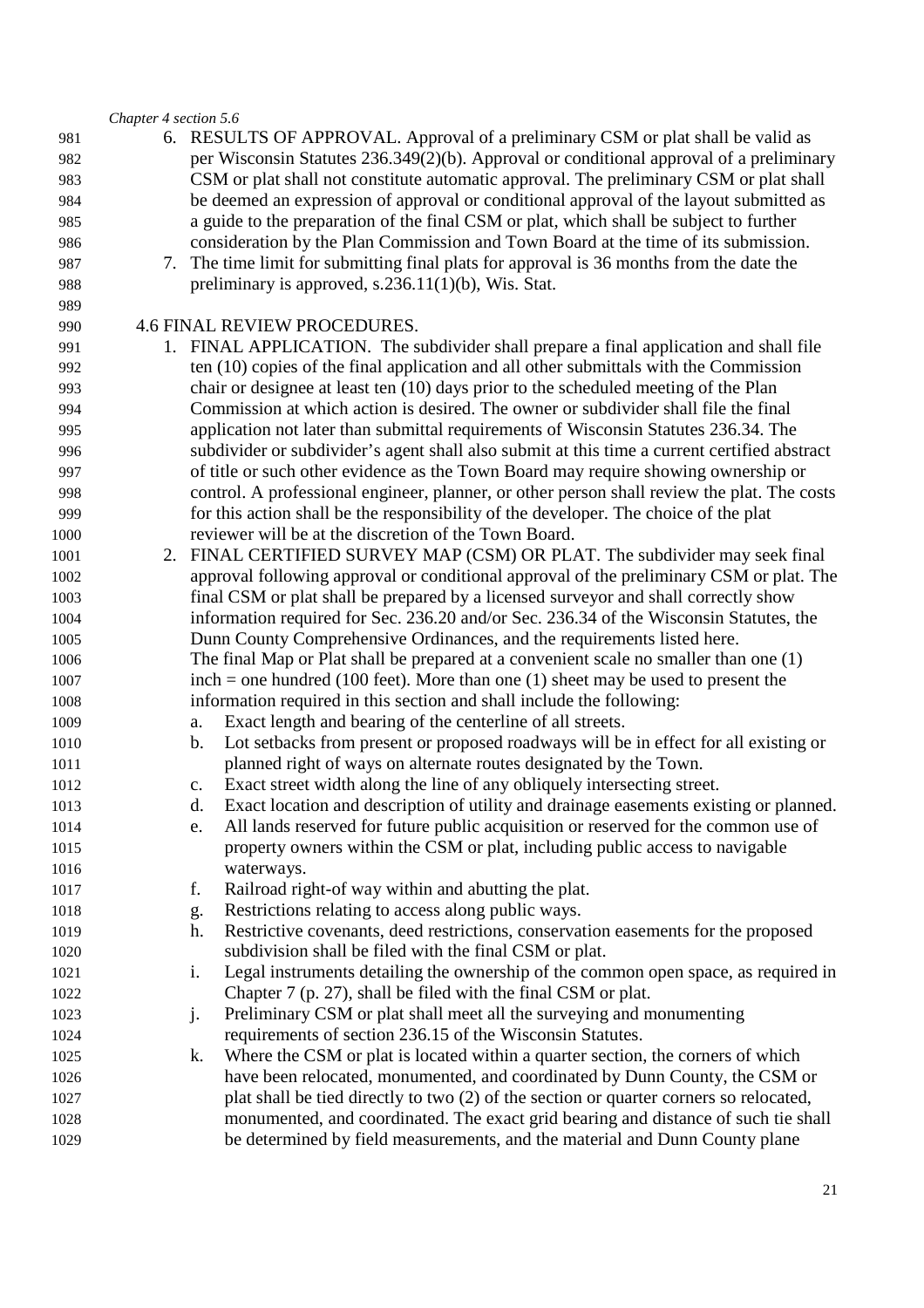6. RESULTS OF APPROVAL. Approval of a preliminary CSM or plat shall be valid as per Wisconsin Statutes 236.349(2)(b). Approval or conditional approval of a preliminary CSM or plat shall not constitute automatic approval. The preliminary CSM or plat shall be deemed an expression of approval or conditional approval of the layout submitted as a guide to the preparation of the final CSM or plat, which shall be subject to further consideration by the Plan Commission and Town Board at the time of its submission.
7. The time limit for submitting final plats for approval is 36 months from the date the preliminary is approved, s.236.11(1)(b), Wis. Stat.

## 4.6 FINAL REVIEW PROCEDURES.

1. FINAL APPLICATION. The subdivider shall prepare a final application and shall file ten (10) copies of the final application and all other submittals with the Commission chair or designee at least ten (10) days prior to the scheduled meeting of the Plan Commission at which action is desired. The owner or subdivider shall file the final application not later than submittal requirements of Wisconsin Statutes 236.34. The subdivider or subdivider's agent shall also submit at this time a current certified abstract of title or such other evidence as the Town Board may require showing ownership or control. A professional engineer, planner, or other person shall review the plat. The costs for this action shall be the responsibility of the developer. The choice of the plat reviewer will be at the discretion of the Town Board.
2. FINAL CERTIFIED SURVEY MAP (CSM) OR PLAT. The subdivider may seek final approval following approval or conditional approval of the preliminary CSM or plat. The final CSM or plat shall be prepared by a licensed surveyor and shall correctly show information required for Sec. 236.20 and/or Sec. 236.34 of the Wisconsin Statutes, the Dunn County Comprehensive Ordinances, and the requirements listed here.
   The final Map or Plat shall be prepared at a convenient scale no smaller than one (1) inch = one hundred (100 feet). More than one (1) sheet may be used to present the information required in this section and shall include the following:
   a. Exact length and bearing of the centerline of all streets.
   b. Lot setbacks from present or proposed roadways will be in effect for all existing or planned right of ways on alternate routes designated by the Town.
   c. Exact street width along the line of any obliquely intersecting street.
   d. Exact location and description of utility and drainage easements existing or planned.
   e. All lands reserved for future public acquisition or reserved for the common use of property owners within the CSM or plat, including public access to navigable waterways.
   f. Railroad right-of way within and abutting the plat.
   g. Restrictions relating to access along public ways.
   h. Restrictive covenants, deed restrictions, conservation easements for the proposed subdivision shall be filed with the final CSM or plat.
   i. Legal instruments detailing the ownership of the common open space, as required in Chapter 7 (p. 27), shall be filed with the final CSM or plat.
   j. Preliminary CSM or plat shall meet all the surveying and monumenting requirements of section 236.15 of the Wisconsin Statutes.
   k. Where the CSM or plat is located within a quarter section, the corners of which have been relocated, monumented, and coordinated by Dunn County, the CSM or plat shall be tied directly to two (2) of the section or quarter corners so relocated, monumented, and coordinated. The exact grid bearing and distance of such tie shall be determined by field measurements, and the material and Dunn County plane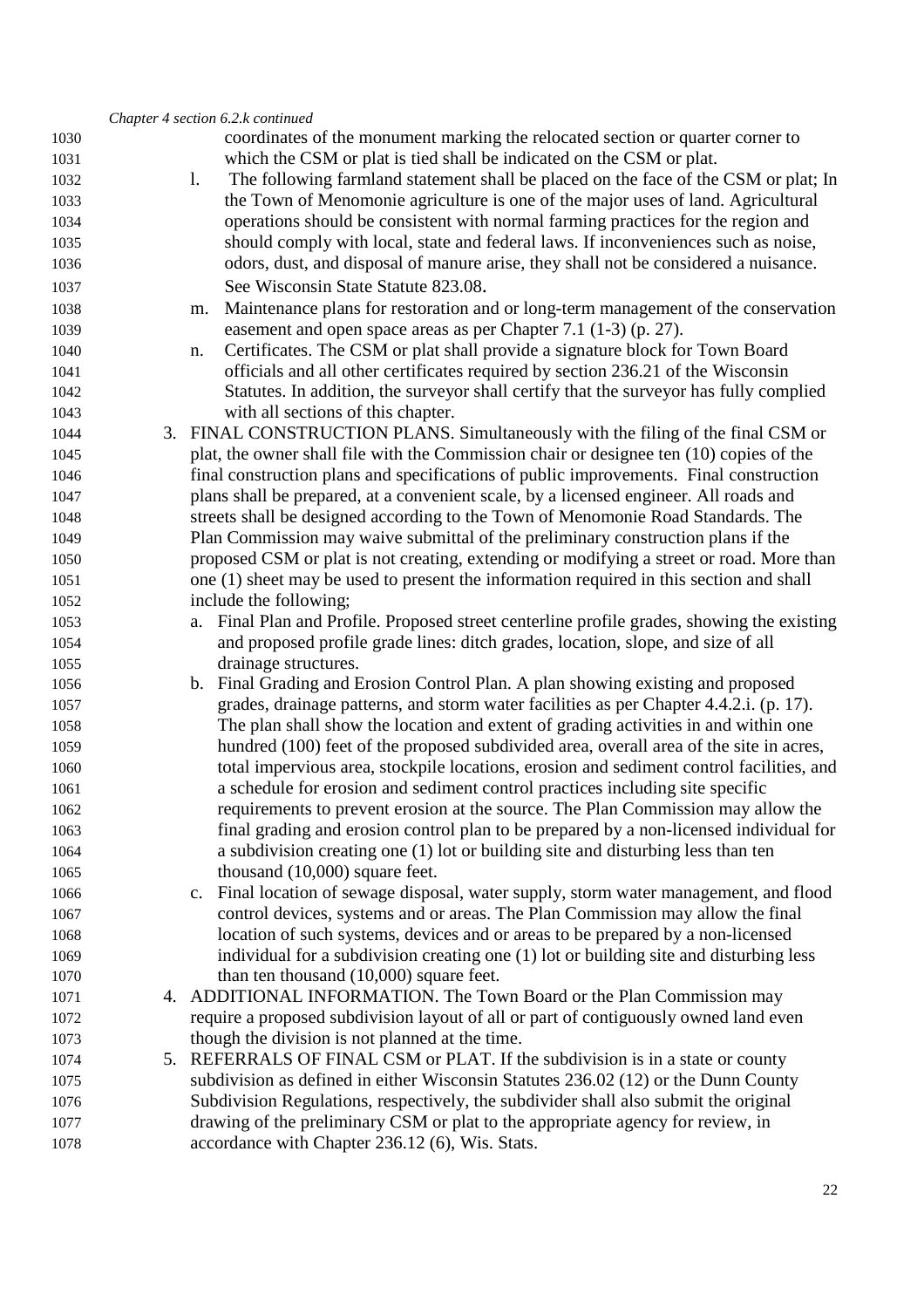*Chapter 4 section 6.2.k continued*

coordinates of the monument marking the relocated section or quarter corner to which the CSM or plat is tied shall be indicated on the CSM or plat.

l. The following farmland statement shall be placed on the face of the CSM or plat; In the Town of Menomonie agriculture is one of the major uses of land. Agricultural operations should be consistent with normal farming practices for the region and should comply with local, state and federal laws. If inconveniences such as noise, odors, dust, and disposal of manure arise, they shall not be considered a nuisance. See Wisconsin State Statute 823.08.

m. Maintenance plans for restoration and or long-term management of the conservation easement and open space areas as per Chapter 7.1 (1-3) (p. 27).

n. Certificates. The CSM or plat shall provide a signature block for Town Board officials and all other certificates required by section 236.21 of the Wisconsin Statutes. In addition, the surveyor shall certify that the surveyor has fully complied with all sections of this chapter.

3. FINAL CONSTRUCTION PLANS. Simultaneously with the filing of the final CSM or plat, the owner shall file with the Commission chair or designee ten (10) copies of the final construction plans and specifications of public improvements. Final construction plans shall be prepared, at a convenient scale, by a licensed engineer. All roads and streets shall be designed according to the Town of Menomonie Road Standards. The Plan Commission may waive submittal of the preliminary construction plans if the proposed CSM or plat is not creating, extending or modifying a street or road. More than one (1) sheet may be used to present the information required in this section and shall include the following;
   a. Final Plan and Profile. Proposed street centerline profile grades, showing the existing and proposed profile grade lines: ditch grades, location, slope, and size of all drainage structures.
   b. Final Grading and Erosion Control Plan. A plan showing existing and proposed grades, drainage patterns, and storm water facilities as per Chapter 4.4.2.i. (p. 17). The plan shall show the location and extent of grading activities in and within one hundred (100) feet of the proposed subdivided area, overall area of the site in acres, total impervious area, stockpile locations, erosion and sediment control facilities, and a schedule for erosion and sediment control practices including site specific requirements to prevent erosion at the source. The Plan Commission may allow the final grading and erosion control plan to be prepared by a non-licensed individual for a subdivision creating one (1) lot or building site and disturbing less than ten thousand (10,000) square feet.
   c. Final location of sewage disposal, water supply, storm water management, and flood control devices, systems and or areas. The Plan Commission may allow the final location of such systems, devices and or areas to be prepared by a non-licensed individual for a subdivision creating one (1) lot or building site and disturbing less than ten thousand (10,000) square feet.
4. ADDITIONAL INFORMATION. The Town Board or the Plan Commission may require a proposed subdivision layout of all or part of contiguously owned land even though the division is not planned at the time.
5. REFERRALS OF FINAL CSM or PLAT. If the subdivision is in a state or county subdivision as defined in either Wisconsin Statutes 236.02 (12) or the Dunn County Subdivision Regulations, respectively, the subdivider shall also submit the original drawing of the preliminary CSM or plat to the appropriate agency for review, in accordance with Chapter 236.12 (6), Wis. Stats.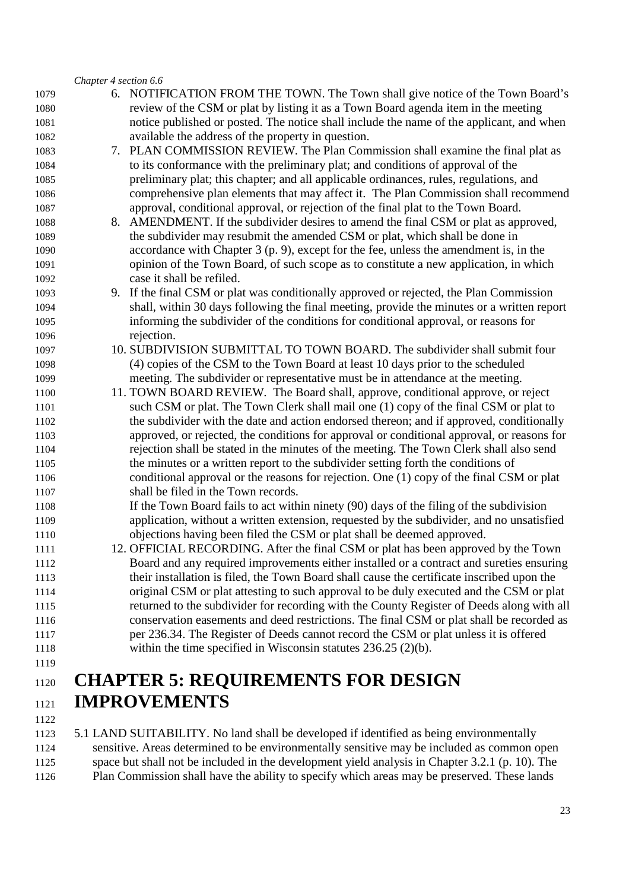*Chapter 4 section 6.6*

6. NOTIFICATION FROM THE TOWN. The Town shall give notice of the Town Board's review of the CSM or plat by listing it as a Town Board agenda item in the meeting notice published or posted. The notice shall include the name of the applicant, and when available the address of the property in question.
7. PLAN COMMISSION REVIEW. The Plan Commission shall examine the final plat as to its conformance with the preliminary plat; and conditions of approval of the preliminary plat; this chapter; and all applicable ordinances, rules, regulations, and comprehensive plan elements that may affect it. The Plan Commission shall recommend approval, conditional approval, or rejection of the final plat to the Town Board.
8. AMENDMENT. If the subdivider desires to amend the final CSM or plat as approved, the subdivider may resubmit the amended CSM or plat, which shall be done in accordance with Chapter 3 (p. 9), except for the fee, unless the amendment is, in the opinion of the Town Board, of such scope as to constitute a new application, in which case it shall be refiled.
9. If the final CSM or plat was conditionally approved or rejected, the Plan Commission shall, within 30 days following the final meeting, provide the minutes or a written report informing the subdivider of the conditions for conditional approval, or reasons for rejection.
10. SUBDIVISION SUBMITTAL TO TOWN BOARD. The subdivider shall submit four (4) copies of the CSM to the Town Board at least 10 days prior to the scheduled meeting. The subdivider or representative must be in attendance at the meeting.
11. TOWN BOARD REVIEW. The Board shall, approve, conditional approve, or reject such CSM or plat. The Town Clerk shall mail one (1) copy of the final CSM or plat to the subdivider with the date and action endorsed thereon; and if approved, conditionally approved, or rejected, the conditions for approval or conditional approval, or reasons for rejection shall be stated in the minutes of the meeting. The Town Clerk shall also send the minutes or a written report to the subdivider setting forth the conditions of conditional approval or the reasons for rejection. One (1) copy of the final CSM or plat shall be filed in the Town records.
    If the Town Board fails to act within ninety (90) days of the filing of the subdivision application, without a written extension, requested by the subdivider, and no unsatisfied objections having been filed the CSM or plat shall be deemed approved.
12. OFFICIAL RECORDING. After the final CSM or plat has been approved by the Town Board and any required improvements either installed or a contract and sureties ensuring their installation is filed, the Town Board shall cause the certificate inscribed upon the original CSM or plat attesting to such approval to be duly executed and the CSM or plat returned to the subdivider for recording with the County Register of Deeds along with all conservation easements and deed restrictions. The final CSM or plat shall be recorded as per 236.34. The Register of Deeds cannot record the CSM or plat unless it is offered within the time specified in Wisconsin statutes 236.25 (2)(b).

# CHAPTER 5: REQUIREMENTS FOR DESIGN IMPROVEMENTS

5.1 LAND SUITABILITY. No land shall be developed if identified as being environmentally sensitive. Areas determined to be environmentally sensitive may be included as common open space but shall not be included in the development yield analysis in Chapter 3.2.1 (p. 10). The Plan Commission shall have the ability to specify which areas may be preserved. These lands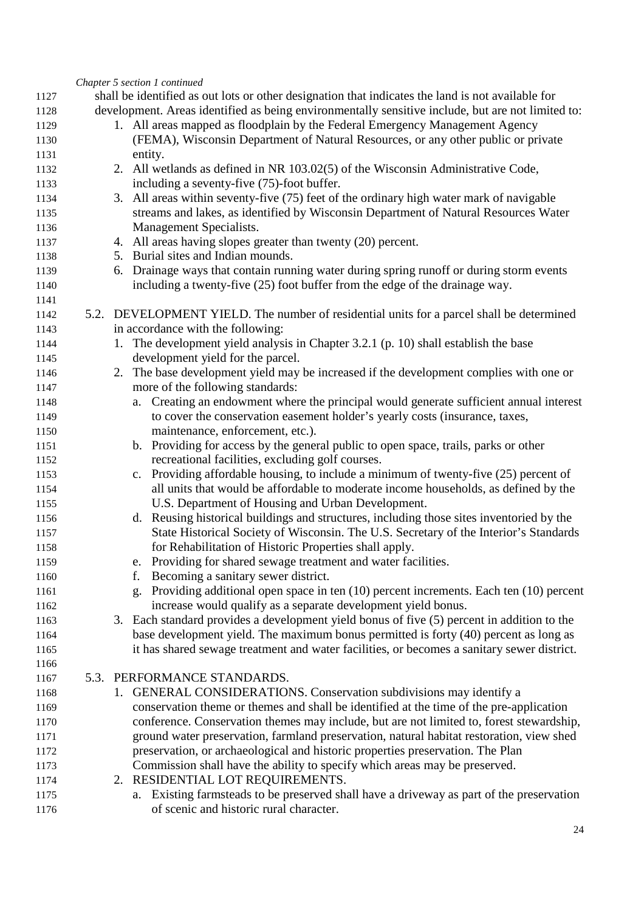*Chapter 5 section 1 continued*

shall be identified as out lots or other designation that indicates the land is not available for development. Areas identified as being environmentally sensitive include, but are not limited to:

1. All areas mapped as floodplain by the Federal Emergency Management Agency (FEMA), Wisconsin Department of Natural Resources, or any other public or private entity.
2. All wetlands as defined in NR 103.02(5) of the Wisconsin Administrative Code, including a seventy-five (75)-foot buffer.
3. All areas within seventy-five (75) feet of the ordinary high water mark of navigable streams and lakes, as identified by Wisconsin Department of Natural Resources Water Management Specialists.
4. All areas having slopes greater than twenty (20) percent.
5. Burial sites and Indian mounds.
6. Drainage ways that contain running water during spring runoff or during storm events including a twenty-five (25) foot buffer from the edge of the drainage way.

5.2. DEVELOPMENT YIELD. The number of residential units for a parcel shall be determined in accordance with the following:

1. The development yield analysis in Chapter 3.2.1 (p. 10) shall establish the base development yield for the parcel.
2. The base development yield may be increased if the development complies with one or more of the following standards:
   a. Creating an endowment where the principal would generate sufficient annual interest to cover the conservation easement holder's yearly costs (insurance, taxes, maintenance, enforcement, etc.).
   b. Providing for access by the general public to open space, trails, parks or other recreational facilities, excluding golf courses.
   c. Providing affordable housing, to include a minimum of twenty-five (25) percent of all units that would be affordable to moderate income households, as defined by the U.S. Department of Housing and Urban Development.
   d. Reusing historical buildings and structures, including those sites inventoried by the State Historical Society of Wisconsin. The U.S. Secretary of the Interior's Standards for Rehabilitation of Historic Properties shall apply.
   e. Providing for shared sewage treatment and water facilities.
   f. Becoming a sanitary sewer district.
   g. Providing additional open space in ten (10) percent increments. Each ten (10) percent increase would qualify as a separate development yield bonus.
3. Each standard provides a development yield bonus of five (5) percent in addition to the base development yield. The maximum bonus permitted is forty (40) percent as long as it has shared sewage treatment and water facilities, or becomes a sanitary sewer district.

5.3. PERFORMANCE STANDARDS.

1. GENERAL CONSIDERATIONS. Conservation subdivisions may identify a conservation theme or themes and shall be identified at the time of the pre-application conference. Conservation themes may include, but are not limited to, forest stewardship, ground water preservation, farmland preservation, natural habitat restoration, view shed preservation, or archaeological and historic properties preservation. The Plan Commission shall have the ability to specify which areas may be preserved.
2. RESIDENTIAL LOT REQUIREMENTS.
   a. Existing farmsteads to be preserved shall have a driveway as part of the preservation of scenic and historic rural character.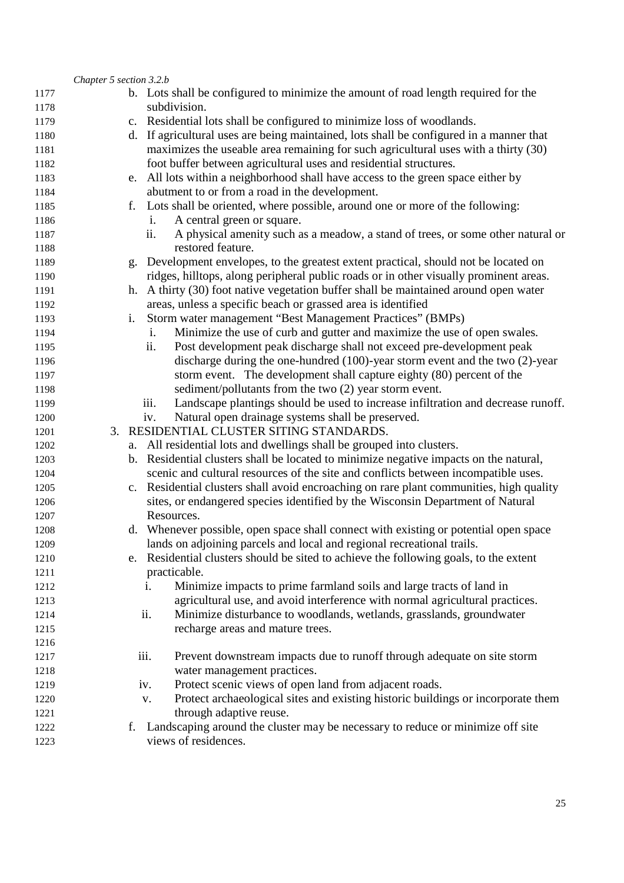*Chapter 5 section 3.2.b*

b. Lots shall be configured to minimize the amount of road length required for the subdivision.

c. Residential lots shall be configured to minimize loss of woodlands.

d. If agricultural uses are being maintained, lots shall be configured in a manner that maximizes the useable area remaining for such agricultural uses with a thirty (30) foot buffer between agricultural uses and residential structures.

e. All lots within a neighborhood shall have access to the green space either by abutment to or from a road in the development.

f. Lots shall be oriented, where possible, around one or more of the following:

   i. A central green or square.

   ii. A physical amenity such as a meadow, a stand of trees, or some other natural or restored feature.

g. Development envelopes, to the greatest extent practical, should not be located on ridges, hilltops, along peripheral public roads or in other visually prominent areas.

h. A thirty (30) foot native vegetation buffer shall be maintained around open water areas, unless a specific beach or grassed area is identified

i. Storm water management "Best Management Practices" (BMPs)

   i. Minimize the use of curb and gutter and maximize the use of open swales.

   ii. Post development peak discharge shall not exceed pre-development peak discharge during the one-hundred (100)-year storm event and the two (2)-year storm event. The development shall capture eighty (80) percent of the sediment/pollutants from the two (2) year storm event.

   iii. Landscape plantings should be used to increase infiltration and decrease runoff.

   iv. Natural open drainage systems shall be preserved.

3. RESIDENTIAL CLUSTER SITING STANDARDS.

a. All residential lots and dwellings shall be grouped into clusters.

b. Residential clusters shall be located to minimize negative impacts on the natural, scenic and cultural resources of the site and conflicts between incompatible uses.

c. Residential clusters shall avoid encroaching on rare plant communities, high quality sites, or endangered species identified by the Wisconsin Department of Natural Resources.

d. Whenever possible, open space shall connect with existing or potential open space lands on adjoining parcels and local and regional recreational trails.

e. Residential clusters should be sited to achieve the following goals, to the extent practicable.

   i. Minimize impacts to prime farmland soils and large tracts of land in agricultural use, and avoid interference with normal agricultural practices.

   ii. Minimize disturbance to woodlands, wetlands, grasslands, groundwater recharge areas and mature trees.

   iii. Prevent downstream impacts due to runoff through adequate on site storm water management practices.

   iv. Protect scenic views of open land from adjacent roads.

   v. Protect archaeological sites and existing historic buildings or incorporate them through adaptive reuse.

f. Landscaping around the cluster may be necessary to reduce or minimize off site views of residences.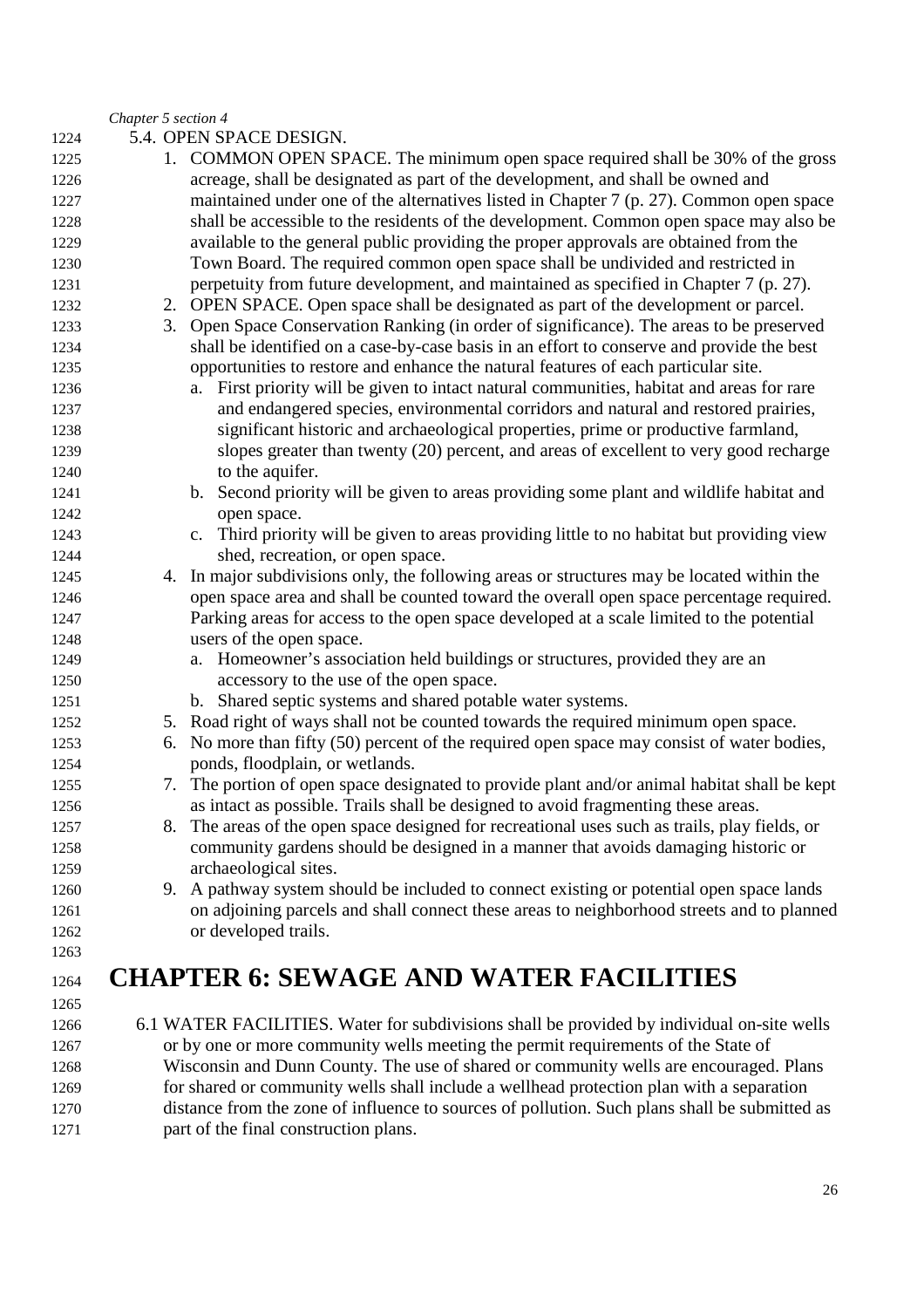*Chapter 5 section 4*

5.4. OPEN SPACE DESIGN.

1. COMMON OPEN SPACE. The minimum open space required shall be 30% of the gross acreage, shall be designated as part of the development, and shall be owned and maintained under one of the alternatives listed in Chapter 7 (p. 27). Common open space shall be accessible to the residents of the development. Common open space may also be available to the general public providing the proper approvals are obtained from the Town Board. The required common open space shall be undivided and restricted in perpetuity from future development, and maintained as specified in Chapter 7 (p. 27).
2. OPEN SPACE. Open space shall be designated as part of the development or parcel.
3. Open Space Conservation Ranking (in order of significance). The areas to be preserved shall be identified on a case-by-case basis in an effort to conserve and provide the best opportunities to restore and enhance the natural features of each particular site.
   a. First priority will be given to intact natural communities, habitat and areas for rare and endangered species, environmental corridors and natural and restored prairies, significant historic and archaeological properties, prime or productive farmland, slopes greater than twenty (20) percent, and areas of excellent to very good recharge to the aquifer.
   b. Second priority will be given to areas providing some plant and wildlife habitat and open space.
   c. Third priority will be given to areas providing little to no habitat but providing view shed, recreation, or open space.
4. In major subdivisions only, the following areas or structures may be located within the open space area and shall be counted toward the overall open space percentage required. Parking areas for access to the open space developed at a scale limited to the potential users of the open space.
   a. Homeowner's association held buildings or structures, provided they are an accessory to the use of the open space.
   b. Shared septic systems and shared potable water systems.
5. Road right of ways shall not be counted towards the required minimum open space.
6. No more than fifty (50) percent of the required open space may consist of water bodies, ponds, floodplain, or wetlands.
7. The portion of open space designated to provide plant and/or animal habitat shall be kept as intact as possible. Trails shall be designed to avoid fragmenting these areas.
8. The areas of the open space designed for recreational uses such as trails, play fields, or community gardens should be designed in a manner that avoids damaging historic or archaeological sites.
9. A pathway system should be included to connect existing or potential open space lands on adjoining parcels and shall connect these areas to neighborhood streets and to planned or developed trails.

# CHAPTER 6: SEWAGE AND WATER FACILITIES

6.1 WATER FACILITIES. Water for subdivisions shall be provided by individual on-site wells or by one or more community wells meeting the permit requirements of the State of Wisconsin and Dunn County. The use of shared or community wells are encouraged. Plans for shared or community wells shall include a wellhead protection plan with a separation distance from the zone of influence to sources of pollution. Such plans shall be submitted as part of the final construction plans.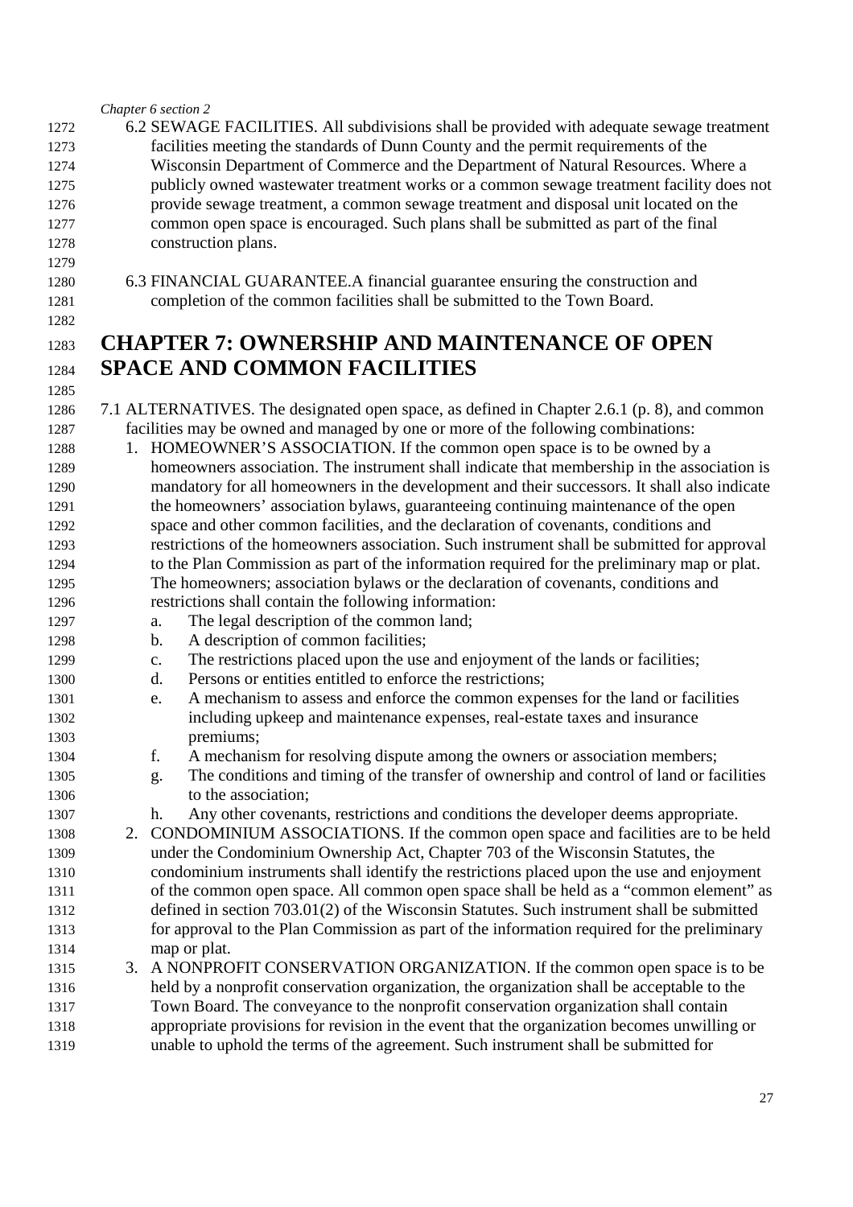*Chapter 6 section 2*

6.2 SEWAGE FACILITIES. All subdivisions shall be provided with adequate sewage treatment facilities meeting the standards of Dunn County and the permit requirements of the Wisconsin Department of Commerce and the Department of Natural Resources. Where a publicly owned wastewater treatment works or a common sewage treatment facility does not provide sewage treatment, a common sewage treatment and disposal unit located on the common open space is encouraged. Such plans shall be submitted as part of the final construction plans.

6.3 FINANCIAL GUARANTEE.A financial guarantee ensuring the construction and completion of the common facilities shall be submitted to the Town Board.

# CHAPTER 7: OWNERSHIP AND MAINTENANCE OF OPEN SPACE AND COMMON FACILITIES

7.1 ALTERNATIVES. The designated open space, as defined in Chapter 2.6.1 (p. 8), and common facilities may be owned and managed by one or more of the following combinations:

1. HOMEOWNER'S ASSOCIATION. If the common open space is to be owned by a homeowners association. The instrument shall indicate that membership in the association is mandatory for all homeowners in the development and their successors. It shall also indicate the homeowners' association bylaws, guaranteeing continuing maintenance of the open space and other common facilities, and the declaration of covenants, conditions and restrictions of the homeowners association. Such instrument shall be submitted for approval to the Plan Commission as part of the information required for the preliminary map or plat. The homeowners; association bylaws or the declaration of covenants, conditions and restrictions shall contain the following information:
   a. The legal description of the common land;
   b. A description of common facilities;
   c. The restrictions placed upon the use and enjoyment of the lands or facilities;
   d. Persons or entities entitled to enforce the restrictions;
   e. A mechanism to assess and enforce the common expenses for the land or facilities including upkeep and maintenance expenses, real-estate taxes and insurance premiums;
   f. A mechanism for resolving dispute among the owners or association members;
   g. The conditions and timing of the transfer of ownership and control of land or facilities to the association;
   h. Any other covenants, restrictions and conditions the developer deems appropriate.
2. CONDOMINIUM ASSOCIATIONS. If the common open space and facilities are to be held under the Condominium Ownership Act, Chapter 703 of the Wisconsin Statutes, the condominium instruments shall identify the restrictions placed upon the use and enjoyment of the common open space. All common open space shall be held as a "common element" as defined in section 703.01(2) of the Wisconsin Statutes. Such instrument shall be submitted for approval to the Plan Commission as part of the information required for the preliminary map or plat.
3. A NONPROFIT CONSERVATION ORGANIZATION. If the common open space is to be held by a nonprofit conservation organization, the organization shall be acceptable to the Town Board. The conveyance to the nonprofit conservation organization shall contain appropriate provisions for revision in the event that the organization becomes unwilling or unable to uphold the terms of the agreement. Such instrument shall be submitted for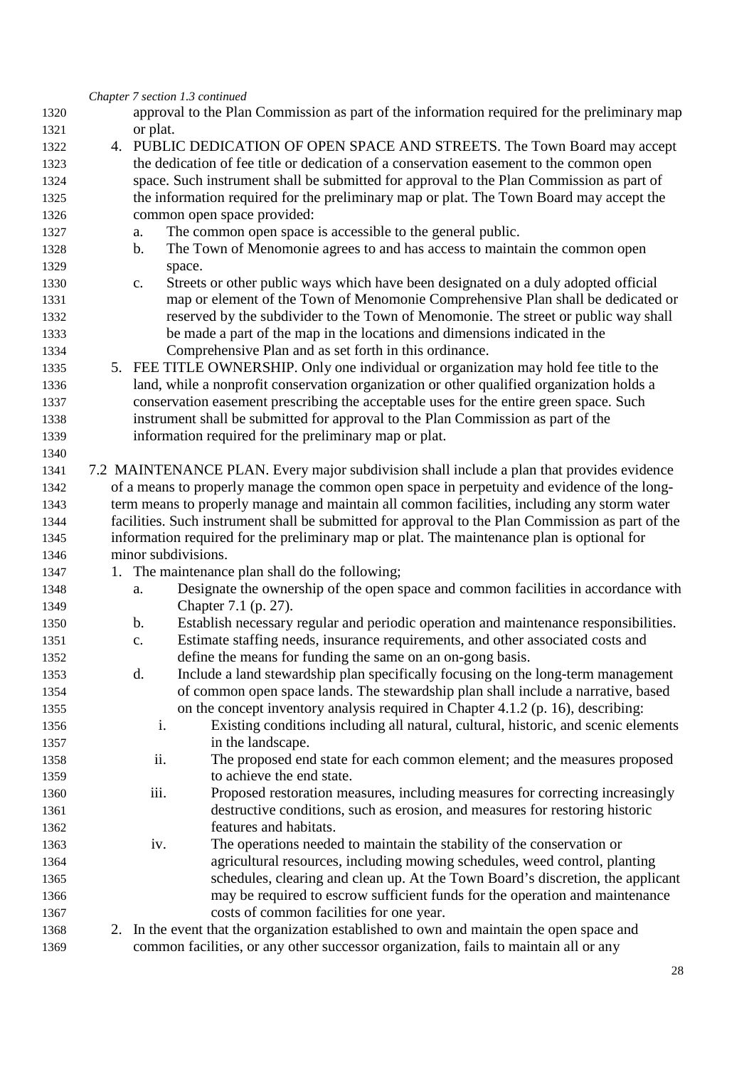*Chapter 7 section 1.3 continued*

approval to the Plan Commission as part of the information required for the preliminary map or plat.

4. PUBLIC DEDICATION OF OPEN SPACE AND STREETS. The Town Board may accept the dedication of fee title or dedication of a conservation easement to the common open space. Such instrument shall be submitted for approval to the Plan Commission as part of the information required for the preliminary map or plat. The Town Board may accept the common open space provided:
    a. The common open space is accessible to the general public.
    b. The Town of Menomonie agrees to and has access to maintain the common open space.
    c. Streets or other public ways which have been designated on a duly adopted official map or element of the Town of Menomonie Comprehensive Plan shall be dedicated or reserved by the subdivider to the Town of Menomonie. The street or public way shall be made a part of the map in the locations and dimensions indicated in the Comprehensive Plan and as set forth in this ordinance.
5. FEE TITLE OWNERSHIP. Only one individual or organization may hold fee title to the land, while a nonprofit conservation organization or other qualified organization holds a conservation easement prescribing the acceptable uses for the entire green space. Such instrument shall be submitted for approval to the Plan Commission as part of the information required for the preliminary map or plat.

7.2 MAINTENANCE PLAN. Every major subdivision shall include a plan that provides evidence of a means to properly manage the common open space in perpetuity and evidence of the long-term means to properly manage and maintain all common facilities, including any storm water facilities. Such instrument shall be submitted for approval to the Plan Commission as part of the information required for the preliminary map or plat. The maintenance plan is optional for minor subdivisions.

1. The maintenance plan shall do the following;
    a. Designate the ownership of the open space and common facilities in accordance with Chapter 7.1 (p. 27).
    b. Establish necessary regular and periodic operation and maintenance responsibilities.
    c. Estimate staffing needs, insurance requirements, and other associated costs and define the means for funding the same on an on-gong basis.
    d. Include a land stewardship plan specifically focusing on the long-term management of common open space lands. The stewardship plan shall include a narrative, based on the concept inventory analysis required in Chapter 4.1.2 (p. 16), describing:
        i. Existing conditions including all natural, cultural, historic, and scenic elements in the landscape.
        ii. The proposed end state for each common element; and the measures proposed to achieve the end state.
        iii. Proposed restoration measures, including measures for correcting increasingly destructive conditions, such as erosion, and measures for restoring historic features and habitats.
        iv. The operations needed to maintain the stability of the conservation or agricultural resources, including mowing schedules, weed control, planting schedules, clearing and clean up. At the Town Board's discretion, the applicant may be required to escrow sufficient funds for the operation and maintenance costs of common facilities for one year.
2. In the event that the organization established to own and maintain the open space and common facilities, or any other successor organization, fails to maintain all or any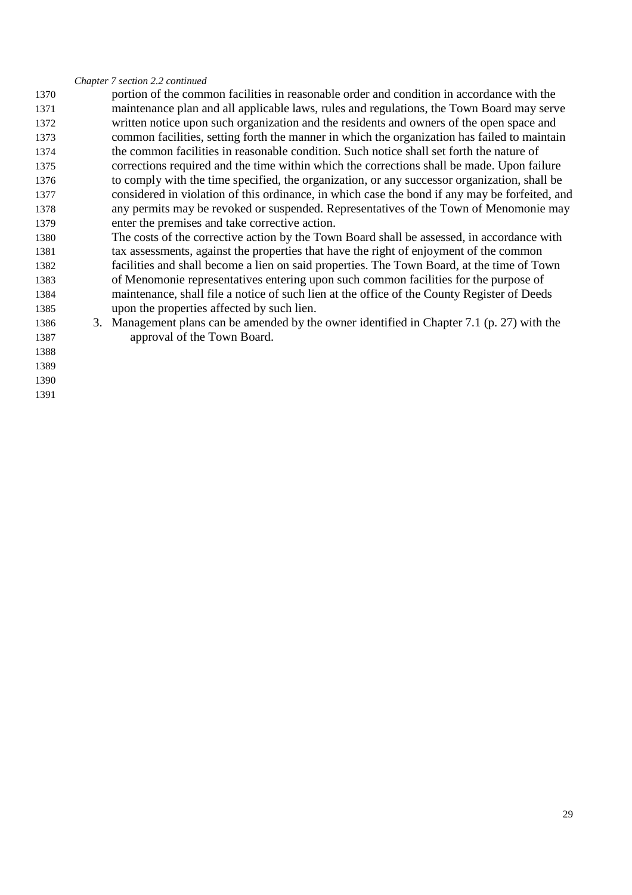*Chapter 7 section 2.2 continued*

portion of the common facilities in reasonable order and condition in accordance with the maintenance plan and all applicable laws, rules and regulations, the Town Board may serve written notice upon such organization and the residents and owners of the open space and common facilities, setting forth the manner in which the organization has failed to maintain the common facilities in reasonable condition. Such notice shall set forth the nature of corrections required and the time within which the corrections shall be made. Upon failure to comply with the time specified, the organization, or any successor organization, shall be considered in violation of this ordinance, in which case the bond if any may be forfeited, and any permits may be revoked or suspended. Representatives of the Town of Menomonie may enter the premises and take corrective action.

The costs of the corrective action by the Town Board shall be assessed, in accordance with tax assessments, against the properties that have the right of enjoyment of the common facilities and shall become a lien on said properties. The Town Board, at the time of Town of Menomonie representatives entering upon such common facilities for the purpose of maintenance, shall file a notice of such lien at the office of the County Register of Deeds upon the properties affected by such lien.

3. Management plans can be amended by the owner identified in Chapter 7.1 (p. 27) with the approval of the Town Board.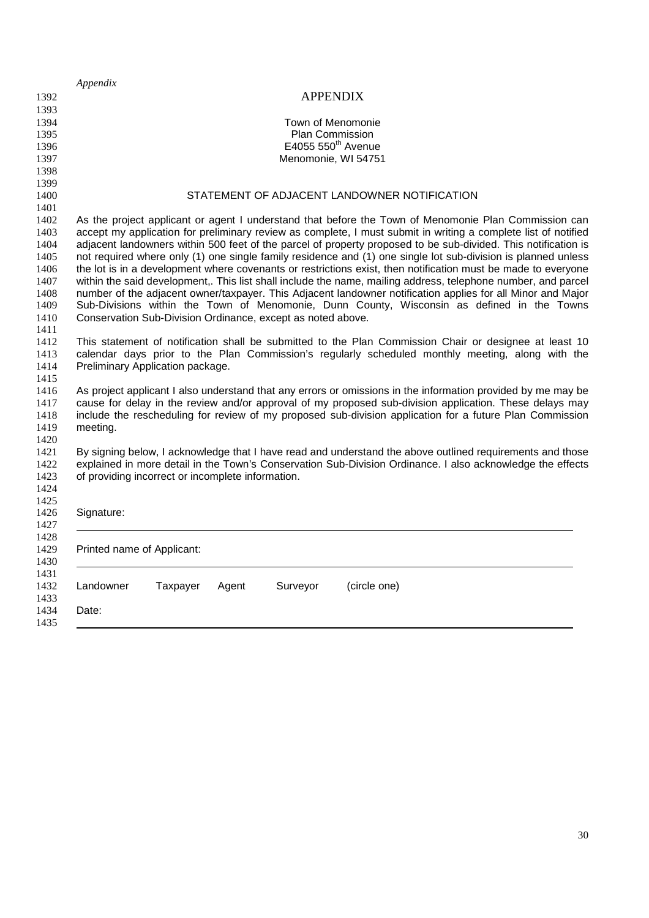# APPENDIX

Town of Menomonie
Plan Commission
E4055 550th Avenue
Menomonie, WI 54751

## STATEMENT OF ADJACENT LANDOWNER NOTIFICATION

As the project applicant or agent I understand that before the Town of Menomonie Plan Commission can accept my application for preliminary review as complete, I must submit in writing a complete list of notified adjacent landowners within 500 feet of the parcel of property proposed to be sub-divided. This notification is not required where only (1) one single family residence and (1) one single lot sub-division is planned unless the lot is in a development where covenants or restrictions exist, then notification must be made to everyone within the said development,. This list shall include the name, mailing address, telephone number, and parcel number of the adjacent owner/taxpayer. This Adjacent landowner notification applies for all Minor and Major Sub-Divisions within the Town of Menomonie, Dunn County, Wisconsin as defined in the Towns Conservation Sub-Division Ordinance, except as noted above.

This statement of notification shall be submitted to the Plan Commission Chair or designee at least 10 calendar days prior to the Plan Commission's regularly scheduled monthly meeting, along with the Preliminary Application package.

As project applicant I also understand that any errors or omissions in the information provided by me may be cause for delay in the review and/or approval of my proposed sub-division application. These delays may include the rescheduling for review of my proposed sub-division application for a future Plan Commission meeting.

By signing below, I acknowledge that I have read and understand the above outlined requirements and those explained in more detail in the Town's Conservation Sub-Division Ordinance. I also acknowledge the effects of providing incorrect or incomplete information.

Signature: ______________________________

Printed name of Applicant: ______________________________

Landowner    Taxpayer    Agent    Surveyor    (circle one)

Date: ______________________________